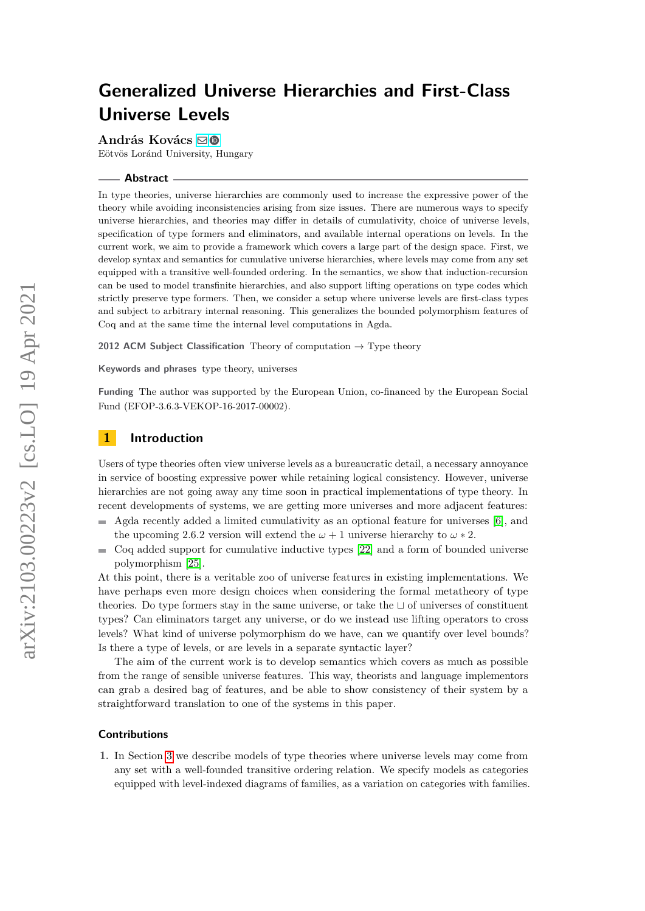# Generalized Universe Hierarchies and First-Class Universe Levels

**András Kovács**
Eötvös Loránd University, Hungary

## Abstract

In type theories, universe hierarchies are commonly used to increase the expressive power of the theory while avoiding inconsistencies arising from size issues. There are numerous ways to specify universe hierarchies, and theories may differ in details of cumulativity, choice of universe levels, specification of type formers and eliminators, and available internal operations on levels. In the current work, we aim to provide a framework which covers a large part of the design space. First, we develop syntax and semantics for cumulative universe hierarchies, where levels may come from any set equipped with a transitive well-founded ordering. In the semantics, we show that induction-recursion can be used to model transfinite hierarchies, and also support lifting operations on type codes which strictly preserve type formers. Then, we consider a setup where universe levels are first-class types and subject to arbitrary internal reasoning. This generalizes the bounded polymorphism features of Coq and at the same time the internal level computations in Agda.

**2012 ACM Subject Classification** Theory of computation → Type theory

**Keywords and phrases** type theory, universes

**Funding** The author was supported by the European Union, co-financed by the European Social Fund (EFOP-3.6.3-VEKOP-16-2017-00002).

## 1 Introduction

Users of type theories often view universe levels as a bureaucratic detail, a necessary annoyance in service of boosting expressive power while retaining logical consistency. However, universe hierarchies are not going away any time soon in practical implementations of type theory. In recent developments of systems, we are getting more universes and more adjacent features:

- Agda recently added a limited cumulativity as an optional feature for universes [6], and the upcoming 2.6.2 version will extend the $\omega + 1$ universe hierarchy to $\omega * 2$.
- Coq added support for cumulative inductive types [22] and a form of bounded universe polymorphism [25].

At this point, there is a veritable zoo of universe features in existing implementations. We have perhaps even more design choices when considering the formal metatheory of type theories. Do type formers stay in the same universe, or take the $\sqcup$ of universes of constituent types? Can eliminators target any universe, or do we instead use lifting operators to cross levels? What kind of universe polymorphism do we have, can we quantify over level bounds? Is there a type of levels, or are levels in a separate syntactic layer?

The aim of the current work is to develop semantics which covers as much as possible from the range of sensible universe features. This way, theorists and language implementors can grab a desired bag of features, and be able to show consistency of their system by a straightforward translation to one of the systems in this paper.

### Contributions

1. In Section 3 we describe models of type theories where universe levels may come from any set with a well-founded transitive ordering relation. We specify models as categories equipped with level-indexed diagrams of families, as a variation on categories with families.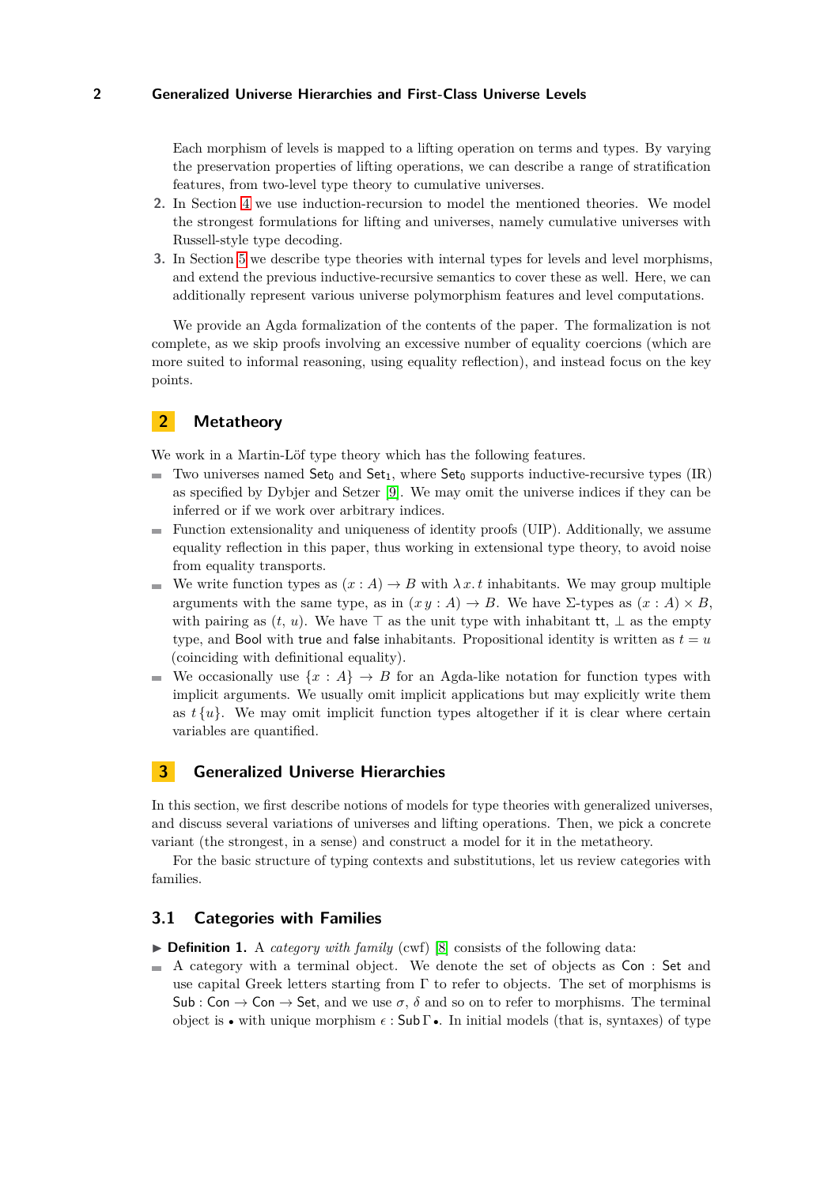Each morphism of levels is mapped to a lifting operation on terms and types. By varying the preservation properties of lifting operations, we can describe a range of stratification features, from two-level type theory to cumulative universes.

2. In Section 4 we use induction-recursion to model the mentioned theories. We model the strongest formulations for lifting and universes, namely cumulative universes with Russell-style type decoding.
3. In Section 5 we describe type theories with internal types for levels and level morphisms, and extend the previous inductive-recursive semantics to cover these as well. Here, we can additionally represent various universe polymorphism features and level computations.

We provide an Agda formalization of the contents of the paper. The formalization is not complete, as we skip proofs involving an excessive number of equality coercions (which are more suited to informal reasoning, using equality reflection), and instead focus on the key points.

## 2 Metatheory

We work in a Martin-Löf type theory which has the following features.

- Two universes named $\mathsf{Set}_0$ and $\mathsf{Set}_1$, where $\mathsf{Set}_0$ supports inductive-recursive types (IR) as specified by Dybjer and Setzer [9]. We may omit the universe indices if they can be inferred or if we work over arbitrary indices.
- Function extensionality and uniqueness of identity proofs (UIP). Additionally, we assume equality reflection in this paper, thus working in extensional type theory, to avoid noise from equality transports.
- We write function types as $(x : A) \to B$ with $\lambda\, x.\, t$ inhabitants. We may group multiple arguments with the same type, as in $(x\, y : A) \to B$. We have $\Sigma$-types as $(x : A) \times B$, with pairing as $(t,\, u)$. We have $\top$ as the unit type with inhabitant $\mathsf{tt}$, $\bot$ as the empty type, and $\mathsf{Bool}$ with $\mathsf{true}$ and $\mathsf{false}$ inhabitants. Propositional identity is written as $t = u$ (coinciding with definitional equality).
- We occasionally use $\{x : A\} \to B$ for an Agda-like notation for function types with implicit arguments. We usually omit implicit applications but may explicitly write them as $t\,\{u\}$. We may omit implicit function types altogether if it is clear where certain variables are quantified.

## 3 Generalized Universe Hierarchies

In this section, we first describe notions of models for type theories with generalized universes, and discuss several variations of universes and lifting operations. Then, we pick a concrete variant (the strongest, in a sense) and construct a model for it in the metatheory.

For the basic structure of typing contexts and substitutions, let us review categories with families.

### 3.1 Categories with Families

▶ **Definition 1.** A *category with family* (cwf) [8] consists of the following data:

- A category with a terminal object. We denote the set of objects as $\mathsf{Con} : \mathsf{Set}$ and use capital Greek letters starting from $\Gamma$ to refer to objects. The set of morphisms is $\mathsf{Sub} : \mathsf{Con} \to \mathsf{Con} \to \mathsf{Set}$, and we use $\sigma$, $\delta$ and so on to refer to morphisms. The terminal object is $\bullet$ with unique morphism $\epsilon : \mathsf{Sub}\,\Gamma\,\bullet$. In initial models (that is, syntaxes) of type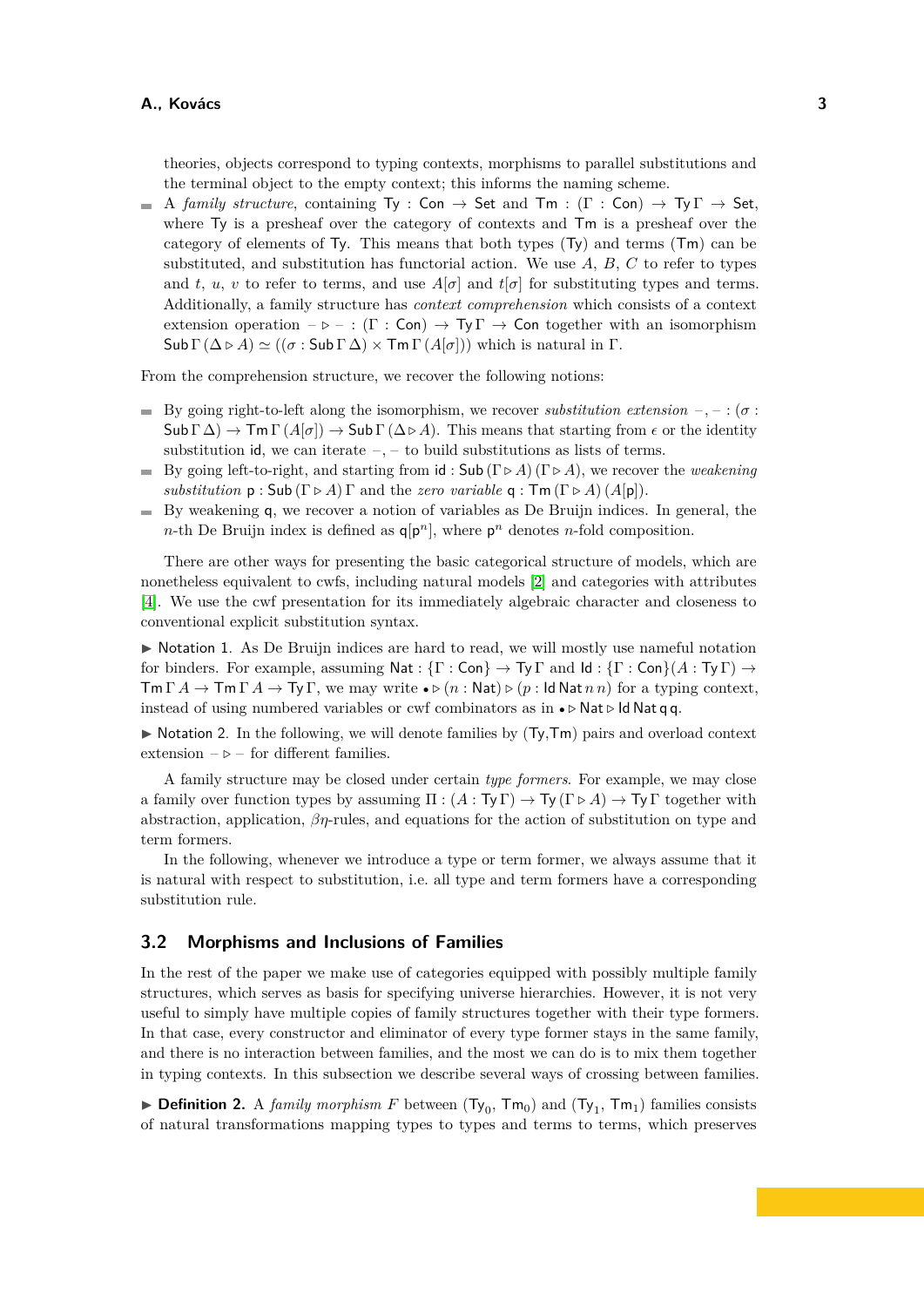theories, objects correspond to typing contexts, morphisms to parallel substitutions and the terminal object to the empty context; this informs the naming scheme.

- A *family structure*, containing $\mathsf{Ty} : \mathsf{Con} \to \mathsf{Set}$ and $\mathsf{Tm} : (\Gamma : \mathsf{Con}) \to \mathsf{Ty}\,\Gamma \to \mathsf{Set}$, where $\mathsf{Ty}$ is a presheaf over the category of contexts and $\mathsf{Tm}$ is a presheaf over the category of elements of $\mathsf{Ty}$. This means that both types ($\mathsf{Ty}$) and terms ($\mathsf{Tm}$) can be substituted, and substitution has functorial action. We use $A$, $B$, $C$ to refer to types and $t$, $u$, $v$ to refer to terms, and use $A[\sigma]$ and $t[\sigma]$ for substituting types and terms. Additionally, a family structure has *context comprehension* which consists of a context extension operation $- \triangleright - : (\Gamma : \mathsf{Con}) \to \mathsf{Ty}\,\Gamma \to \mathsf{Con}$ together with an isomorphism $\mathsf{Sub}\,\Gamma\,(\Delta \triangleright A) \simeq ((\sigma : \mathsf{Sub}\,\Gamma\,\Delta) \times \mathsf{Tm}\,\Gamma\,(A[\sigma]))$ which is natural in $\Gamma$.

From the comprehension structure, we recover the following notions:

- By going right-to-left along the isomorphism, we recover *substitution extension* $-,- : (\sigma : \mathsf{Sub}\,\Gamma\,\Delta) \to \mathsf{Tm}\,\Gamma\,(A[\sigma]) \to \mathsf{Sub}\,\Gamma\,(\Delta \triangleright A)$. This means that starting from $\epsilon$ or the identity substitution $\mathsf{id}$, we can iterate $-,-$ to build substitutions as lists of terms.
- By going left-to-right, and starting from $\mathsf{id} : \mathsf{Sub}\,(\Gamma \triangleright A)\,(\Gamma \triangleright A)$, we recover the *weakening substitution* $\mathsf{p} : \mathsf{Sub}\,(\Gamma \triangleright A)\,\Gamma$ and the *zero variable* $\mathsf{q} : \mathsf{Tm}\,(\Gamma \triangleright A)\,(A[\mathsf{p}])$.
- By weakening $\mathsf{q}$, we recover a notion of variables as De Bruijn indices. In general, the $n$-th De Bruijn index is defined as $\mathsf{q}[\mathsf{p}^n]$, where $\mathsf{p}^n$ denotes $n$-fold composition.

There are other ways for presenting the basic categorical structure of models, which are nonetheless equivalent to cwfs, including natural models [2] and categories with attributes [4]. We use the cwf presentation for its immediately algebraic character and closeness to conventional explicit substitution syntax.

▶ Notation 1. As De Bruijn indices are hard to read, we will mostly use nameful notation for binders. For example, assuming $\mathsf{Nat} : \{\Gamma : \mathsf{Con}\} \to \mathsf{Ty}\,\Gamma$ and $\mathsf{Id} : \{\Gamma : \mathsf{Con}\}(A : \mathsf{Ty}\,\Gamma) \to \mathsf{Tm}\,\Gamma\,A \to \mathsf{Tm}\,\Gamma\,A \to \mathsf{Ty}\,\Gamma$, we may write $\bullet \triangleright (n : \mathsf{Nat}) \triangleright (p : \mathsf{Id}\,\mathsf{Nat}\,n\,n)$ for a typing context, instead of using numbered variables or cwf combinators as in $\bullet \triangleright \mathsf{Nat} \triangleright \mathsf{Id}\,\mathsf{Nat}\,\mathsf{q}\,\mathsf{q}$.

▶ Notation 2. In the following, we will denote families by ($\mathsf{Ty}$,$\mathsf{Tm}$) pairs and overload context extension $- \triangleright -$ for different families.

A family structure may be closed under certain *type formers*. For example, we may close a family over function types by assuming $\Pi : (A : \mathsf{Ty}\,\Gamma) \to \mathsf{Ty}\,(\Gamma \triangleright A) \to \mathsf{Ty}\,\Gamma$ together with abstraction, application, $\beta\eta$-rules, and equations for the action of substitution on type and term formers.

In the following, whenever we introduce a type or term former, we always assume that it is natural with respect to substitution, i.e. all type and term formers have a corresponding substitution rule.

## 3.2 Morphisms and Inclusions of Families

In the rest of the paper we make use of categories equipped with possibly multiple family structures, which serves as basis for specifying universe hierarchies. However, it is not very useful to simply have multiple copies of family structures together with their type formers. In that case, every constructor and eliminator of every type former stays in the same family, and there is no interaction between families, and the most we can do is to mix them together in typing contexts. In this subsection we describe several ways of crossing between families.

▶ **Definition 2.** A *family morphism* $F$ between ($\mathsf{Ty}_0$, $\mathsf{Tm}_0$) and ($\mathsf{Ty}_1$, $\mathsf{Tm}_1$) families consists of natural transformations mapping types to types and terms to terms, which preserves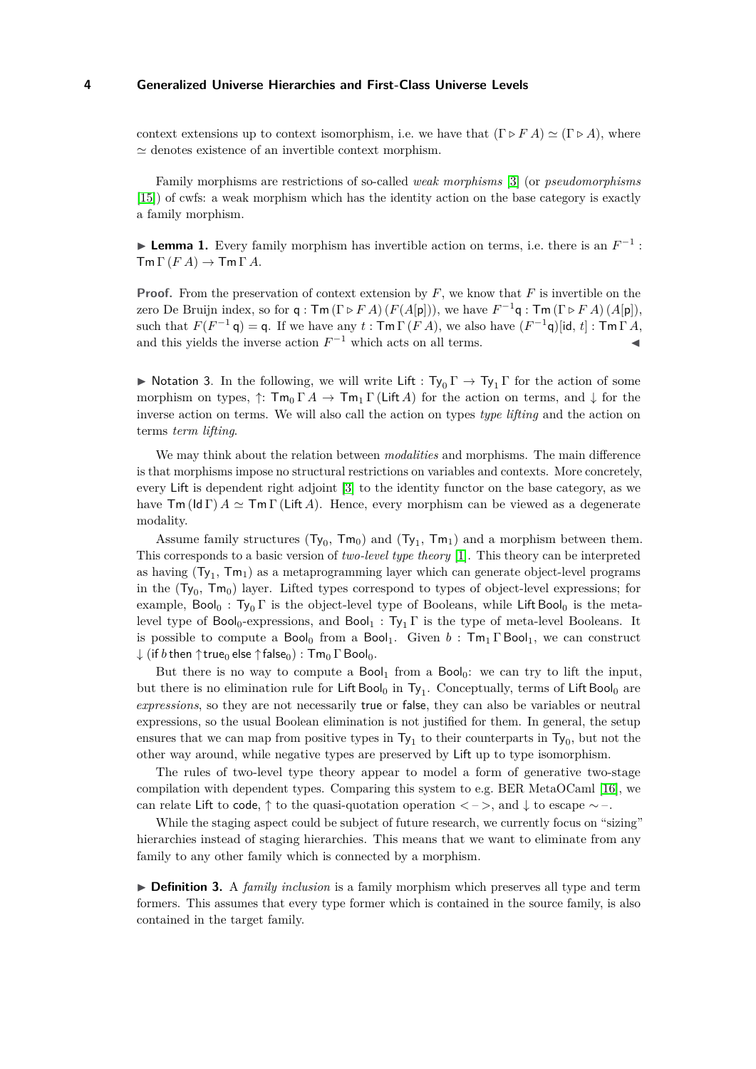context extensions up to context isomorphism, i.e. we have that $(\Gamma \triangleright F\,A) \simeq (\Gamma \triangleright A)$, where $\simeq$ denotes existence of an invertible context morphism.

Family morphisms are restrictions of so-called *weak morphisms* [3] (or *pseudomorphisms* [15]) of cwfs: a weak morphism which has the identity action on the base category is exactly a family morphism.

▶ **Lemma 1.** Every family morphism has invertible action on terms, i.e. there is an $F^{-1} : \mathsf{Tm}\,\Gamma\,(F\,A) \to \mathsf{Tm}\,\Gamma\,A$.

**Proof.** From the preservation of context extension by $F$, we know that $F$ is invertible on the zero De Bruijn index, so for $\mathsf{q} : \mathsf{Tm}\,(\Gamma \triangleright F\,A)\,(F(A[\mathsf{p}]))$, we have $F^{-1}\mathsf{q} : \mathsf{Tm}\,(\Gamma \triangleright F\,A)\,(A[\mathsf{p}])$, such that $F(F^{-1}\,\mathsf{q}) = \mathsf{q}$. If we have any $t : \mathsf{Tm}\,\Gamma\,(F\,A)$, we also have $(F^{-1}\mathsf{q})[\mathsf{id},\,t] : \mathsf{Tm}\,\Gamma\,A$, and this yields the inverse action $F^{-1}$ which acts on all terms. ◀

▶ Notation 3. In the following, we will write $\mathsf{Lift} : \mathsf{Ty}_0\,\Gamma \to \mathsf{Ty}_1\,\Gamma$ for the action of some morphism on types, $\uparrow : \mathsf{Tm}_0\,\Gamma\,A \to \mathsf{Tm}_1\,\Gamma\,(\mathsf{Lift}\,A)$ for the action on terms, and $\downarrow$ for the inverse action on terms. We will also call the action on types *type lifting* and the action on terms *term lifting*.

We may think about the relation between *modalities* and morphisms. The main difference is that morphisms impose no structural restrictions on variables and contexts. More concretely, every $\mathsf{Lift}$ is dependent right adjoint [3] to the identity functor on the base category, as we have $\mathsf{Tm}\,(\mathsf{Id}\,\Gamma)\,A \simeq \mathsf{Tm}\,\Gamma\,(\mathsf{Lift}\,A)$. Hence, every morphism can be viewed as a degenerate modality.

Assume family structures $(\mathsf{Ty}_0,\,\mathsf{Tm}_0)$ and $(\mathsf{Ty}_1,\,\mathsf{Tm}_1)$ and a morphism between them. This corresponds to a basic version of *two-level type theory* [1]. This theory can be interpreted as having $(\mathsf{Ty}_1,\,\mathsf{Tm}_1)$ as a metaprogramming layer which can generate object-level programs in the $(\mathsf{Ty}_0,\,\mathsf{Tm}_0)$ layer. Lifted types correspond to types of object-level expressions; for example, $\mathsf{Bool}_0 : \mathsf{Ty}_0\,\Gamma$ is the object-level type of Booleans, while $\mathsf{Lift}\,\mathsf{Bool}_0$ is the meta-level type of $\mathsf{Bool}_0$-expressions, and $\mathsf{Bool}_1 : \mathsf{Ty}_1\,\Gamma$ is the type of meta-level Booleans. It is possible to compute a $\mathsf{Bool}_0$ from a $\mathsf{Bool}_1$. Given $b : \mathsf{Tm}_1\,\Gamma\,\mathsf{Bool}_1$, we can construct $\downarrow(\mathsf{if}\,b\,\mathsf{then}\uparrow\!\mathsf{true}_0\,\mathsf{else}\uparrow\!\mathsf{false}_0) : \mathsf{Tm}_0\,\Gamma\,\mathsf{Bool}_0$.

But there is no way to compute a $\mathsf{Bool}_1$ from a $\mathsf{Bool}_0$: we can try to lift the input, but there is no elimination rule for $\mathsf{Lift}\,\mathsf{Bool}_0$ in $\mathsf{Ty}_1$. Conceptually, terms of $\mathsf{Lift}\,\mathsf{Bool}_0$ are *expressions*, so they are not necessarily $\mathsf{true}$ or $\mathsf{false}$, they can also be variables or neutral expressions, so the usual Boolean elimination is not justified for them. In general, the setup ensures that we can map from positive types in $\mathsf{Ty}_1$ to their counterparts in $\mathsf{Ty}_0$, but not the other way around, while negative types are preserved by $\mathsf{Lift}$ up to type isomorphism.

The rules of two-level type theory appear to model a form of generative two-stage compilation with dependent types. Comparing this system to e.g. BER MetaOCaml [16], we can relate $\mathsf{Lift}$ to $\mathsf{code}$, $\uparrow$ to the quasi-quotation operation $<\!-\!>$, and $\downarrow$ to escape $\sim\!-$.

While the staging aspect could be subject of future research, we currently focus on "sizing" hierarchies instead of staging hierarchies. This means that we want to eliminate from any family to any other family which is connected by a morphism.

▶ **Definition 3.** A *family inclusion* is a family morphism which preserves all type and term formers. This assumes that every type former which is contained in the source family, is also contained in the target family.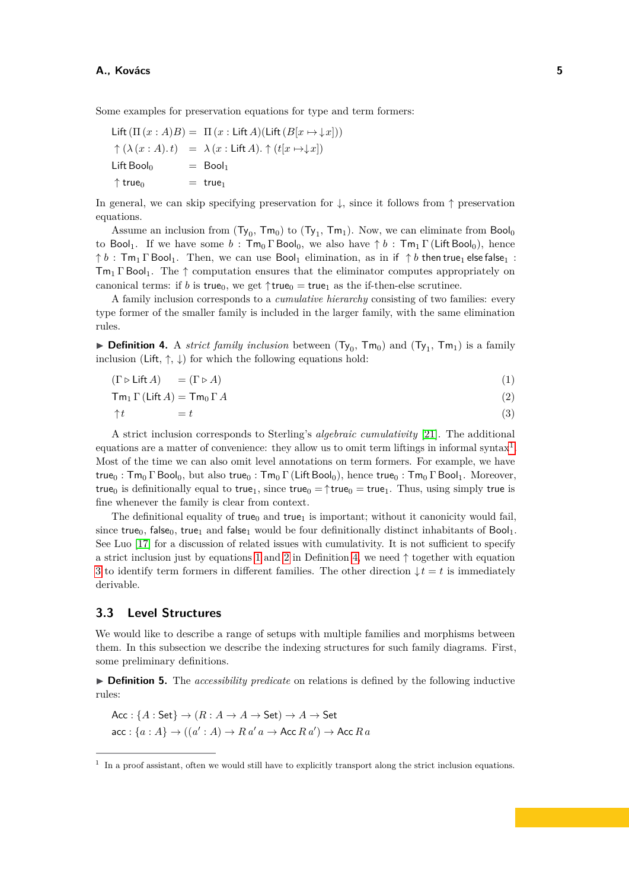Some examples for preservation equations for type and term formers:

$$
\begin{aligned}
\mathsf{Lift}\,(\Pi\,(x:A)B) &= \Pi\,(x:\mathsf{Lift}\,A)(\mathsf{Lift}\,(B[x\mapsto\downarrow x]))\\
\uparrow(\lambda\,(x:A).\,t) &= \lambda\,(x:\mathsf{Lift}\,A).\uparrow(t[x\mapsto\downarrow x])\\
\mathsf{Lift}\,\mathsf{Bool}_0 &= \mathsf{Bool}_1\\
\uparrow\mathsf{true}_0 &= \mathsf{true}_1
\end{aligned}
$$

In general, we can skip specifying preservation for $\downarrow$, since it follows from $\uparrow$ preservation equations.

Assume an inclusion from $(\mathsf{Ty}_0, \mathsf{Tm}_0)$ to $(\mathsf{Ty}_1, \mathsf{Tm}_1)$. Now, we can eliminate from $\mathsf{Bool}_0$ to $\mathsf{Bool}_1$. If we have some $b : \mathsf{Tm}_0\,\Gamma\,\mathsf{Bool}_0$, we also have $\uparrow b : \mathsf{Tm}_1\,\Gamma\,(\mathsf{Lift}\,\mathsf{Bool}_0)$, hence $\uparrow b : \mathsf{Tm}_1\,\Gamma\,\mathsf{Bool}_1$. Then, we can use $\mathsf{Bool}_1$ elimination, as in $\mathsf{if}\ \uparrow b\ \mathsf{then}\ \mathsf{true}_1\ \mathsf{else}\ \mathsf{false}_1 : \mathsf{Tm}_1\,\Gamma\,\mathsf{Bool}_1$. The $\uparrow$ computation ensures that the eliminator computes appropriately on canonical terms: if $b$ is $\mathsf{true}_0$, we get $\uparrow\mathsf{true}_0 = \mathsf{true}_1$ as the if-then-else scrutinee.

A family inclusion corresponds to a *cumulative hierarchy* consisting of two families: every type former of the smaller family is included in the larger family, with the same elimination rules.

▶ **Definition 4.** A *strict family inclusion* between $(\mathsf{Ty}_0, \mathsf{Tm}_0)$ and $(\mathsf{Ty}_1, \mathsf{Tm}_1)$ is a family inclusion $(\mathsf{Lift}, \uparrow, \downarrow)$ for which the following equations hold:

$$(\Gamma \triangleright \mathsf{Lift}\,A) = (\Gamma \triangleright A) \tag{1}$$

$$\mathsf{Tm}_1\,\Gamma\,(\mathsf{Lift}\,A) = \mathsf{Tm}_0\,\Gamma\,A \tag{2}$$

$$\uparrow t = t \tag{3}$$

A strict inclusion corresponds to Sterling's *algebraic cumulativity* [21]. The additional equations are a matter of convenience: they allow us to omit term liftings in informal syntax[1]. Most of the time we can also omit level annotations on term formers. For example, we have $\mathsf{true}_0 : \mathsf{Tm}_0\,\Gamma\,\mathsf{Bool}_0$, but also $\mathsf{true}_0 : \mathsf{Tm}_0\,\Gamma\,(\mathsf{Lift}\,\mathsf{Bool}_0)$, hence $\mathsf{true}_0 : \mathsf{Tm}_0\,\Gamma\,\mathsf{Bool}_1$. Moreover, $\mathsf{true}_0$ is definitionally equal to $\mathsf{true}_1$, since $\mathsf{true}_0 = \uparrow\mathsf{true}_0 = \mathsf{true}_1$. Thus, using simply $\mathsf{true}$ is fine whenever the family is clear from context.

The definitional equality of $\mathsf{true}_0$ and $\mathsf{true}_1$ is important; without it canonicity would fail, since $\mathsf{true}_0$, $\mathsf{false}_0$, $\mathsf{true}_1$ and $\mathsf{false}_1$ would be four definitionally distinct inhabitants of $\mathsf{Bool}_1$. See Luo [17] for a discussion of related issues with cumulativity. It is not sufficient to specify a strict inclusion just by equations 1 and 2 in Definition 4, we need $\uparrow$ together with equation 3 to identify term formers in different families. The other direction $\downarrow t = t$ is immediately derivable.

### 3.3 Level Structures

We would like to describe a range of setups with multiple families and morphisms between them. In this subsection we describe the indexing structures for such family diagrams. First, some preliminary definitions.

▶ **Definition 5.** The *accessibility predicate* on relations is defined by the following inductive rules:

$$
\begin{aligned}
&\mathsf{Acc} : \{A : \mathsf{Set}\} \to (R : A \to A \to \mathsf{Set}) \to A \to \mathsf{Set}\\
&\mathsf{acc} : \{a : A\} \to ((a' : A) \to R\,a'\,a \to \mathsf{Acc}\,R\,a') \to \mathsf{Acc}\,R\,a
\end{aligned}
$$

[1] In a proof assistant, often we would still have to explicitly transport along the strict inclusion equations.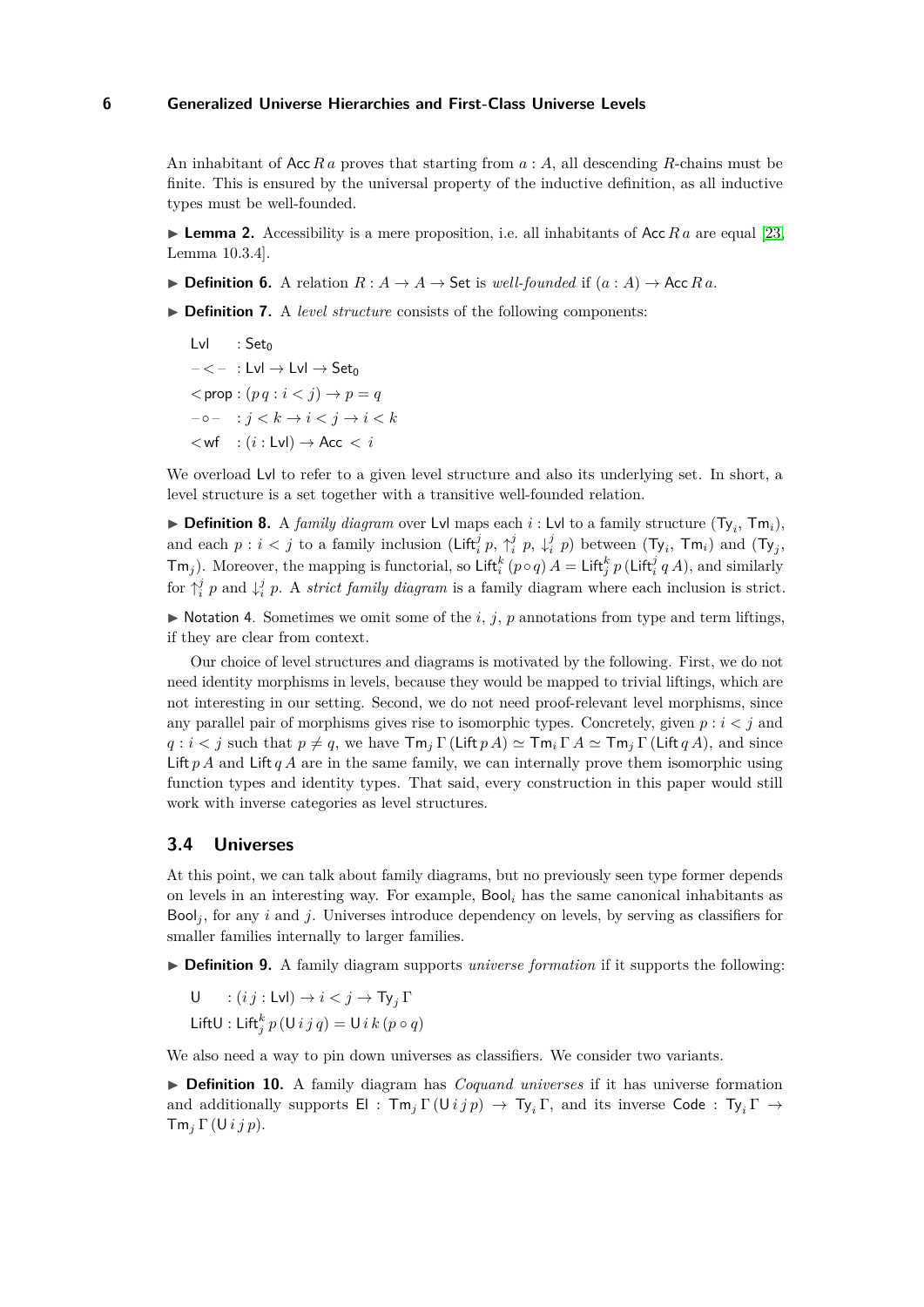An inhabitant of $\mathsf{Acc}\,R\,a$ proves that starting from $a : A$, all descending $R$-chains must be finite. This is ensured by the universal property of the inductive definition, as all inductive types must be well-founded.

▶ **Lemma 2.** Accessibility is a mere proposition, i.e. all inhabitants of $\mathsf{Acc}\,R\,a$ are equal [23, Lemma 10.3.4].

▶ **Definition 6.** A relation $R : A \to A \to \mathsf{Set}$ is *well-founded* if $(a : A) \to \mathsf{Acc}\,R\,a$.

▶ **Definition 7.** A *level structure* consists of the following components:

$$
\begin{aligned}
&\mathsf{Lvl} \quad : \mathsf{Set}_0 \\
&- < - \;: \mathsf{Lvl} \to \mathsf{Lvl} \to \mathsf{Set}_0 \\
&<\!\mathsf{prop} : (p\,q : i < j) \to p = q \\
&- \circ - \;\; : j < k \to i < j \to i < k \\
&<\!\mathsf{wf} \quad : (i : \mathsf{Lvl}) \to \mathsf{Acc}\;<\;i
\end{aligned}
$$

We overload $\mathsf{Lvl}$ to refer to a given level structure and also its underlying set. In short, a level structure is a set together with a transitive well-founded relation.

▶ **Definition 8.** A *family diagram* over $\mathsf{Lvl}$ maps each $i : \mathsf{Lvl}$ to a family structure $(\mathsf{Ty}_i, \mathsf{Tm}_i)$, and each $p : i < j$ to a family inclusion $(\mathsf{Lift}_i^j\,p,\ \Uparrow_i^j\,p,\ \Downarrow_i^j\,p)$ between $(\mathsf{Ty}_i, \mathsf{Tm}_i)$ and $(\mathsf{Ty}_j, \mathsf{Tm}_j)$. Moreover, the mapping is functorial, so $\mathsf{Lift}_i^k\,(p \circ q)\,A = \mathsf{Lift}_j^k\,p\,(\mathsf{Lift}_i^j\,q\,A)$, and similarly for $\Uparrow_i^j\,p$ and $\Downarrow_i^j\,p$. A *strict family diagram* is a family diagram where each inclusion is strict.

▶ Notation 4. Sometimes we omit some of the $i$, $j$, $p$ annotations from type and term liftings, if they are clear from context.

Our choice of level structures and diagrams is motivated by the following. First, we do not need identity morphisms in levels, because they would be mapped to trivial liftings, which are not interesting in our setting. Second, we do not need proof-relevant level morphisms, since any parallel pair of morphisms gives rise to isomorphic types. Concretely, given $p : i < j$ and $q : i < j$ such that $p \neq q$, we have $\mathsf{Tm}_j\,\Gamma\,(\mathsf{Lift}\,p\,A) \simeq \mathsf{Tm}_i\,\Gamma\,A \simeq \mathsf{Tm}_j\,\Gamma\,(\mathsf{Lift}\,q\,A)$, and since $\mathsf{Lift}\,p\,A$ and $\mathsf{Lift}\,q\,A$ are in the same family, we can internally prove them isomorphic using function types and identity types. That said, every construction in this paper would still work with inverse categories as level structures.

## 3.4 Universes

At this point, we can talk about family diagrams, but no previously seen type former depends on levels in an interesting way. For example, $\mathsf{Bool}_i$ has the same canonical inhabitants as $\mathsf{Bool}_j$, for any $i$ and $j$. Universes introduce dependency on levels, by serving as classifiers for smaller families internally to larger families.

▶ **Definition 9.** A family diagram supports *universe formation* if it supports the following:

$$
\begin{aligned}
&\mathsf{U} \qquad : (i\,j : \mathsf{Lvl}) \to i < j \to \mathsf{Ty}_j\,\Gamma \\
&\mathsf{LiftU} : \mathsf{Lift}_j^k\,p\,(\mathsf{U}\,i\,j\,q) = \mathsf{U}\,i\,k\,(p \circ q)
\end{aligned}
$$

We also need a way to pin down universes as classifiers. We consider two variants.

▶ **Definition 10.** A family diagram has *Coquand universes* if it has universe formation and additionally supports $\mathsf{El} : \mathsf{Tm}_j\,\Gamma\,(\mathsf{U}\,i\,j\,p) \to \mathsf{Ty}_i\,\Gamma$, and its inverse $\mathsf{Code} : \mathsf{Ty}_i\,\Gamma \to \mathsf{Tm}_j\,\Gamma\,(\mathsf{U}\,i\,j\,p)$.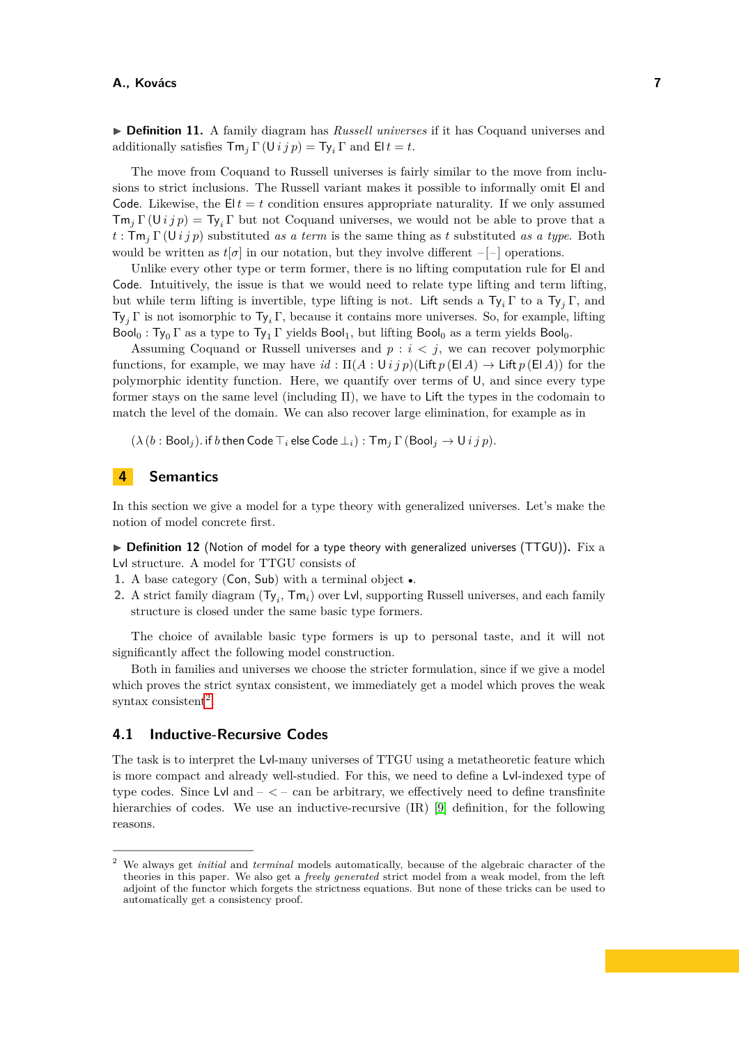▶ **Definition 11.** A family diagram has *Russell universes* if it has Coquand universes and additionally satisfies $\mathsf{Tm}_j\,\Gamma\,(\mathsf{U}\,i\,j\,p) = \mathsf{Ty}_i\,\Gamma$ and $\mathsf{El}\,t = t$.

The move from Coquand to Russell universes is fairly similar to the move from inclusions to strict inclusions. The Russell variant makes it possible to informally omit $\mathsf{El}$ and $\mathsf{Code}$. Likewise, the $\mathsf{El}\,t = t$ condition ensures appropriate naturality. If we only assumed $\mathsf{Tm}_j\,\Gamma\,(\mathsf{U}\,i\,j\,p) = \mathsf{Ty}_i\,\Gamma$ but not Coquand universes, we would not be able to prove that a $t : \mathsf{Tm}_j\,\Gamma\,(\mathsf{U}\,i\,j\,p)$ substituted *as a term* is the same thing as $t$ substituted *as a type*. Both would be written as $t[\sigma]$ in our notation, but they involve different $-[-]$ operations.

Unlike every other type or term former, there is no lifting computation rule for $\mathsf{El}$ and $\mathsf{Code}$. Intuitively, the issue is that we would need to relate type lifting and term lifting, but while term lifting is invertible, type lifting is not. $\mathsf{Lift}$ sends a $\mathsf{Ty}_i\,\Gamma$ to a $\mathsf{Ty}_j\,\Gamma$, and $\mathsf{Ty}_j\,\Gamma$ is not isomorphic to $\mathsf{Ty}_i\,\Gamma$, because it contains more universes. So, for example, lifting $\mathsf{Bool}_0 : \mathsf{Ty}_0\,\Gamma$ as a type to $\mathsf{Ty}_1\,\Gamma$ yields $\mathsf{Bool}_1$, but lifting $\mathsf{Bool}_0$ as a term yields $\mathsf{Bool}_0$.

Assuming Coquand or Russell universes and $p : i < j$, we can recover polymorphic functions, for example, we may have $id : \Pi(A : \mathsf{U}\,i\,j\,p)(\mathsf{Lift}\,p\,(\mathsf{El}\,A) \to \mathsf{Lift}\,p\,(\mathsf{El}\,A))$ for the polymorphic identity function. Here, we quantify over terms of $\mathsf{U}$, and since every type former stays on the same level (including $\Pi$), we have to $\mathsf{Lift}$ the types in the codomain to match the level of the domain. We can also recover large elimination, for example as in

$$(\lambda\,(b : \mathsf{Bool}_j).\,\mathsf{if}\,b\,\mathsf{then}\,\mathsf{Code}\,\top_i\,\mathsf{else}\,\mathsf{Code}\,\bot_i) : \mathsf{Tm}_j\,\Gamma\,(\mathsf{Bool}_j \to \mathsf{U}\,i\,j\,p).$$

# 4 Semantics

In this section we give a model for a type theory with generalized universes. Let's make the notion of model concrete first.

▶ **Definition 12** (Notion of model for a type theory with generalized universes (TTGU))**.** Fix a $\mathsf{Lvl}$ structure. A model for TTGU consists of

1. A base category $(\mathsf{Con}, \mathsf{Sub})$ with a terminal object $\bullet$.
2. A strict family diagram $(\mathsf{Ty}_i, \mathsf{Tm}_i)$ over $\mathsf{Lvl}$, supporting Russell universes, and each family structure is closed under the same basic type formers.

The choice of available basic type formers is up to personal taste, and it will not significantly affect the following model construction.

Both in families and universes we choose the stricter formulation, since if we give a model which proves the strict syntax consistent, we immediately get a model which proves the weak syntax consistent[2].

## 4.1 Inductive-Recursive Codes

The task is to interpret the $\mathsf{Lvl}$-many universes of TTGU using a metatheoretic feature which is more compact and already well-studied. For this, we need to define a $\mathsf{Lvl}$-indexed type of type codes. Since $\mathsf{Lvl}$ and $- < -$ can be arbitrary, we effectively need to define transfinite hierarchies of codes. We use an inductive-recursive (IR) [9] definition, for the following reasons.

[2] We always get *initial* and *terminal* models automatically, because of the algebraic character of the theories in this paper. We also get a *freely generated* strict model from a weak model, from the left adjoint of the functor which forgets the strictness equations. But none of these tricks can be used to automatically get a consistency proof.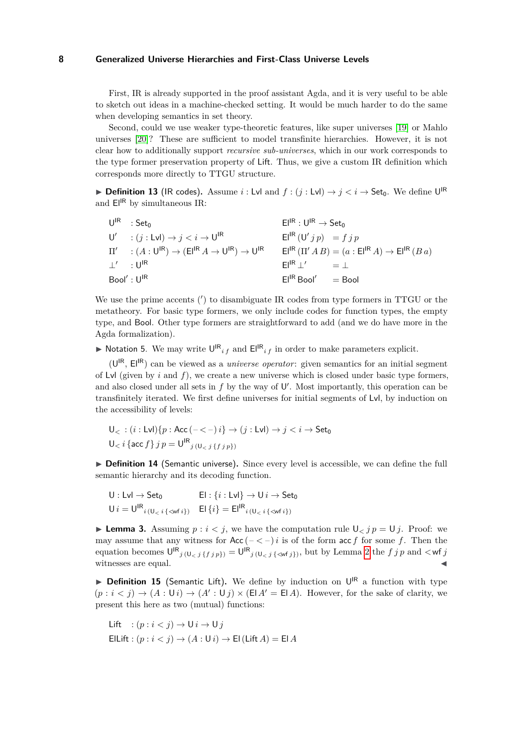First, IR is already supported in the proof assistant Agda, and it is very useful to be able to sketch out ideas in a machine-checked setting. It would be much harder to do the same when developing semantics in set theory.

Second, could we use weaker type-theoretic features, like super universes [19] or Mahlo universes [20]? These are sufficient to model transfinite hierarchies. However, it is not clear how to additionally support *recursive sub-universes*, which in our work corresponds to the type former preservation property of Lift. Thus, we give a custom IR definition which corresponds more directly to TTGU structure.

▶ **Definition 13** (IR codes). Assume $i : \mathsf{Lvl}$ and $f : (j : \mathsf{Lvl}) \to j < i \to \mathsf{Set}_0$. We define $\mathsf{U}^{\mathsf{IR}}$ and $\mathsf{El}^{\mathsf{IR}}$ by simultaneous IR:

$$
\begin{array}{llll}
\mathsf{U}^{\mathsf{IR}} & : \mathsf{Set}_0 & \mathsf{El}^{\mathsf{IR}} : \mathsf{U}^{\mathsf{IR}} \to \mathsf{Set}_0 & \\
\mathsf{U}' & : (j : \mathsf{Lvl}) \to j < i \to \mathsf{U}^{\mathsf{IR}} & \mathsf{El}^{\mathsf{IR}}\,(\mathsf{U}'\,j\,p) & = f\,j\,p \\
\Pi' & : (A : \mathsf{U}^{\mathsf{IR}}) \to (\mathsf{El}^{\mathsf{IR}}\,A \to \mathsf{U}^{\mathsf{IR}}) \to \mathsf{U}^{\mathsf{IR}} & \mathsf{El}^{\mathsf{IR}}\,(\Pi'\,A\,B) & = (a : \mathsf{El}^{\mathsf{IR}}\,A) \to \mathsf{El}^{\mathsf{IR}}\,(B\,a) \\
\bot' & : \mathsf{U}^{\mathsf{IR}} & \mathsf{El}^{\mathsf{IR}}\,\bot' & = \bot \\
\mathsf{Bool}' & : \mathsf{U}^{\mathsf{IR}} & \mathsf{El}^{\mathsf{IR}}\,\mathsf{Bool}' & = \mathsf{Bool}
\end{array}
$$

We use the prime accents ($'$) to disambiguate IR codes from type formers in TTGU or the metatheory. For basic type formers, we only include codes for function types, the empty type, and Bool. Other type formers are straightforward to add (and we do have more in the Agda formalization).

▶ Notation 5. We may write $\mathsf{U}^{\mathsf{IR}}{}_{i\,f}$ and $\mathsf{El}^{\mathsf{IR}}{}_{i\,f}$ in order to make parameters explicit.

($\mathsf{U}^{\mathsf{IR}}$, $\mathsf{El}^{\mathsf{IR}}$) can be viewed as a *universe operator*: given semantics for an initial segment of Lvl (given by $i$ and $f$), we create a new universe which is closed under basic type formers, and also closed under all sets in $f$ by the way of $\mathsf{U}'$. Most importantly, this operation can be transfinitely iterated. We first define universes for initial segments of Lvl, by induction on the accessibility of levels:

$$
\begin{array}{l}
\mathsf{U}_< \;: (i : \mathsf{Lvl})\{p : \mathsf{Acc}\,(-<-)\,i\} \to (j : \mathsf{Lvl}) \to j < i \to \mathsf{Set}_0 \\
\mathsf{U}_<\,i\,\{\mathsf{acc}\,f\}\,j\,p = \mathsf{U}^{\mathsf{IR}}{}_{j\,(\mathsf{U}_<\,j\,\{f\,j\,p\})}
\end{array}
$$

▶ **Definition 14** (Semantic universe). Since every level is accessible, we can define the full semantic hierarchy and its decoding function.

$$
\begin{array}{ll}
\mathsf{U} : \mathsf{Lvl} \to \mathsf{Set}_0 & \mathsf{El} : \{i : \mathsf{Lvl}\} \to \mathsf{U}\,i \to \mathsf{Set}_0 \\
\mathsf{U}\,i = \mathsf{U}^{\mathsf{IR}}{}_{i\,(\mathsf{U}_<\,i\,\{<\!\mathsf{wf}\,i\})} & \mathsf{El}\,\{i\} = \mathsf{El}^{\mathsf{IR}}{}_{i\,(\mathsf{U}_<\,i\,\{<\!\mathsf{wf}\,i\})}
\end{array}
$$

▶ **Lemma 3.** Assuming $p : i < j$, we have the computation rule $\mathsf{U}_<\,j\,p = \mathsf{U}\,j$. Proof: we may assume that any witness for $\mathsf{Acc}\,(-<-)\,i$ is of the form $\mathsf{acc}\,f$ for some $f$. Then the equation becomes $\mathsf{U}^{\mathsf{IR}}{}_{j\,(\mathsf{U}_<\,j\,\{f\,j\,p\})} = \mathsf{U}^{\mathsf{IR}}{}_{j\,(\mathsf{U}_<\,j\,\{<\!\mathsf{wf}\,j\})}$, but by Lemma 2 the $f\,j\,p$ and $<\!\mathsf{wf}\,j$ witnesses are equal. ◀

▶ **Definition 15** (Semantic Lift). We define by induction on $\mathsf{U}^{\mathsf{IR}}$ a function with type $(p : i < j) \to (A : \mathsf{U}\,i) \to (A' : \mathsf{U}\,j) \times (\mathsf{El}\,A' = \mathsf{El}\,A)$. However, for the sake of clarity, we present this here as two (mutual) functions:

$$
\begin{array}{ll}
\mathsf{Lift} & : (p : i < j) \to \mathsf{U}\,i \to \mathsf{U}\,j \\
\mathsf{ElLift} & : (p : i < j) \to (A : \mathsf{U}\,i) \to \mathsf{El}\,(\mathsf{Lift}\,A) = \mathsf{El}\,A
\end{array}
$$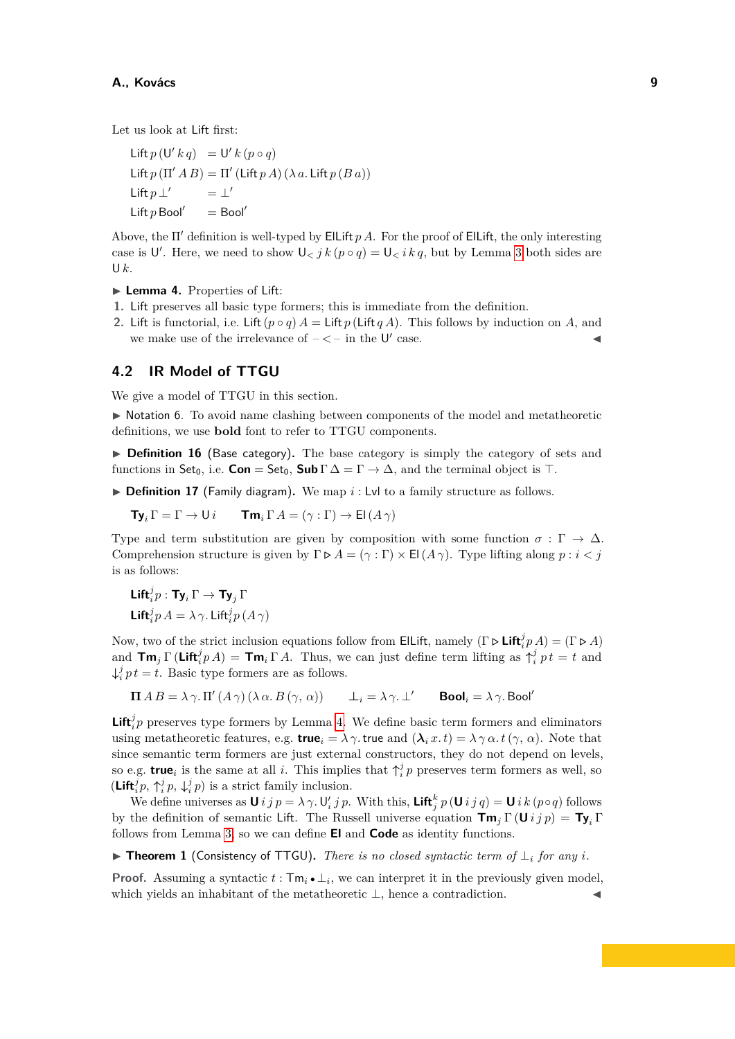Let us look at Lift first:

$$
\begin{aligned}
\mathsf{Lift}\,p\,(\mathsf{U}'\,k\,q) &= \mathsf{U}'\,k\,(p\circ q)\\
\mathsf{Lift}\,p\,(\Pi'\,A\,B) &= \Pi'\,(\mathsf{Lift}\,p\,A)\,(\lambda\,a.\,\mathsf{Lift}\,p\,(B\,a))\\
\mathsf{Lift}\,p\,\bot' &= \bot'\\
\mathsf{Lift}\,p\,\mathsf{Bool}' &= \mathsf{Bool}'
\end{aligned}
$$

Above, the $\Pi'$ definition is well-typed by $\mathsf{ElLift}\,p\,A$. For the proof of ElLift, the only interesting case is $\mathsf{U}'$. Here, we need to show $\mathsf{U}_<\,j\,k\,(p\circ q) = \mathsf{U}_<\,i\,k\,q$, but by Lemma 3 both sides are $\mathsf{U}\,k$.

▶ **Lemma 4.** Properties of Lift:

1. Lift preserves all basic type formers; this is immediate from the definition.
2. Lift is functorial, i.e. $\mathsf{Lift}\,(p\circ q)\,A = \mathsf{Lift}\,p\,(\mathsf{Lift}\,q\,A)$. This follows by induction on $A$, and we make use of the irrelevance of $-<-$ in the $\mathsf{U}'$ case. ◀

## 4.2 IR Model of TTGU

We give a model of TTGU in this section.

▶ Notation 6. To avoid name clashing between components of the model and metatheoretic definitions, we use **bold** font to refer to TTGU components.

▶ **Definition 16** (Base category). The base category is simply the category of sets and functions in $\mathsf{Set}_0$, i.e. $\mathbf{Con} = \mathsf{Set}_0$, $\mathbf{Sub}\,\Gamma\,\Delta = \Gamma\to\Delta$, and the terminal object is $\top$.

▶ **Definition 17** (Family diagram). We map $i:\mathsf{Lvl}$ to a family structure as follows.

$$
\mathbf{Ty}_i\,\Gamma = \Gamma\to\mathsf{U}\,i \qquad \mathbf{Tm}_i\,\Gamma\,A = (\gamma:\Gamma)\to\mathsf{El}\,(A\,\gamma)
$$

Type and term substitution are given by composition with some function $\sigma:\Gamma\to\Delta$. Comprehension structure is given by $\Gamma\triangleright A = (\gamma:\Gamma)\times\mathsf{El}\,(A\,\gamma)$. Type lifting along $p:i<j$ is as follows:

$$
\begin{aligned}
&\mathbf{Lift}_i^j p : \mathbf{Ty}_i\,\Gamma\to\mathbf{Ty}_j\,\Gamma\\
&\mathbf{Lift}_i^j p\,A = \lambda\,\gamma.\,\mathsf{Lift}_i^j p\,(A\,\gamma)
\end{aligned}
$$

Now, two of the strict inclusion equations follow from ElLift, namely $(\Gamma\triangleright\mathbf{Lift}_i^j p\,A) = (\Gamma\triangleright A)$ and $\mathbf{Tm}_j\,\Gamma\,(\mathbf{Lift}_i^j p\,A) = \mathbf{Tm}_i\,\Gamma\,A$. Thus, we can just define term lifting as $\Uparrow_i^j p\,t = t$ and $\Downarrow_i^j p\,t = t$. Basic type formers are as follows.

$$
\mathbf{\Pi}\,A\,B = \lambda\,\gamma.\,\Pi'\,(A\,\gamma)\,(\lambda\,\alpha.\,B\,(\gamma,\,\alpha)) \qquad \bot_i = \lambda\,\gamma.\,\bot' \qquad \mathbf{Bool}_i = \lambda\,\gamma.\,\mathsf{Bool}'
$$

$\mathbf{Lift}_i^j p$ preserves type formers by Lemma 4. We define basic term formers and eliminators using metatheoretic features, e.g. $\mathbf{true}_i = \lambda\,\gamma.\,\mathsf{true}$ and $(\boldsymbol{\lambda}_i\,x.\,t) = \lambda\,\gamma\,\alpha.\,t\,(\gamma,\,\alpha)$. Note that since semantic term formers are just external constructors, they do not depend on levels, so e.g. $\mathbf{true}_i$ is the same at all $i$. This implies that $\Uparrow_i^j p$ preserves term formers as well, so $(\mathbf{Lift}_i^j p,\,\Uparrow_i^j p,\,\Downarrow_i^j p)$ is a strict family inclusion.

We define universes as $\mathbf{U}\,i\,j\,p = \lambda\,\gamma.\,\mathsf{U}_i'\,j\,p$. With this, $\mathbf{Lift}_j^k\,p\,(\mathbf{U}\,i\,j\,q) = \mathbf{U}\,i\,k\,(p\circ q)$ follows by the definition of semantic Lift. The Russell universe equation $\mathbf{Tm}_j\,\Gamma\,(\mathbf{U}\,i\,j\,p) = \mathbf{Ty}_i\,\Gamma$ follows from Lemma 3, so we can define **El** and **Code** as identity functions.

▶ **Theorem 1** (Consistency of TTGU). *There is no closed syntactic term of $\bot_i$ for any $i$.*

**Proof.** Assuming a syntactic $t:\mathsf{Tm}_i\,\bullet\,\bot_i$, we can interpret it in the previously given model, which yields an inhabitant of the metatheoretic $\bot$, hence a contradiction. ◀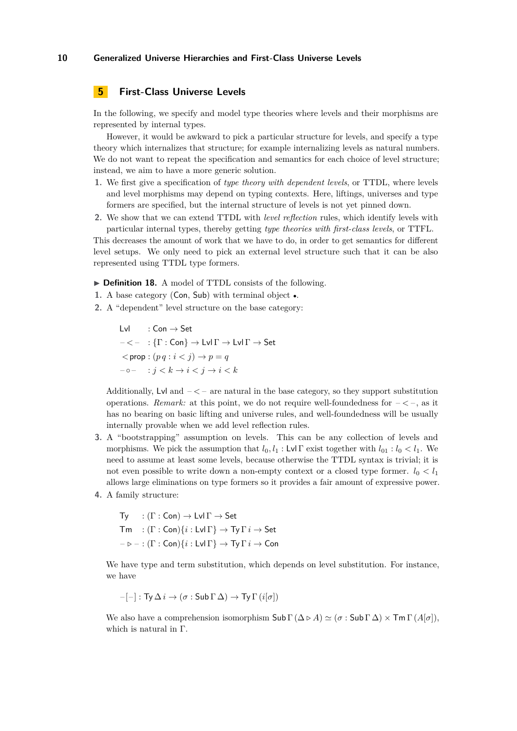## 5 First-Class Universe Levels

In the following, we specify and model type theories where levels and their morphisms are represented by internal types.

However, it would be awkward to pick a particular structure for levels, and specify a type theory which internalizes that structure; for example internalizing levels as natural numbers. We do not want to repeat the specification and semantics for each choice of level structure; instead, we aim to have a more generic solution.

1. We first give a specification of *type theory with dependent levels*, or TTDL, where levels and level morphisms may depend on typing contexts. Here, liftings, universes and type formers are specified, but the internal structure of levels is not yet pinned down.
2. We show that we can extend TTDL with *level reflection* rules, which identify levels with particular internal types, thereby getting *type theories with first-class levels*, or TTFL.

This decreases the amount of work that we have to do, in order to get semantics for different level setups. We only need to pick an external level structure such that it can be also represented using TTDL type formers.

▶ **Definition 18.** A model of TTDL consists of the following.

1. A base category $(\mathsf{Con}, \mathsf{Sub})$ with terminal object $\bullet$.
2. A "dependent" level structure on the base category:

$$
\begin{aligned}
&\mathsf{Lvl} && : \mathsf{Con} \to \mathsf{Set} \\
&- < - && : \{\Gamma : \mathsf{Con}\} \to \mathsf{Lvl}\,\Gamma \to \mathsf{Lvl}\,\Gamma \to \mathsf{Set} \\
&< \mathsf{prop} && : (p\,q : i < j) \to p = q \\
&- \circ - && : j < k \to i < j \to i < k
\end{aligned}
$$

   Additionally, $\mathsf{Lvl}$ and $- < -$ are natural in the base category, so they support substitution operations. *Remark:* at this point, we do not require well-foundedness for $- < -$, as it has no bearing on basic lifting and universe rules, and well-foundedness will be usually internally provable when we add level reflection rules.
3. A "bootstrapping" assumption on levels. This can be any collection of levels and morphisms. We pick the assumption that $l_0, l_1 : \mathsf{Lvl}\,\Gamma$ exist together with $l_{01} : l_0 < l_1$. We need to assume at least some levels, because otherwise the TTDL syntax is trivial; it is not even possible to write down a non-empty context or a closed type former. $l_0 < l_1$ allows large eliminations on type formers so it provides a fair amount of expressive power.
4. A family structure:

$$
\begin{aligned}
&\mathsf{Ty} && : (\Gamma : \mathsf{Con}) \to \mathsf{Lvl}\,\Gamma \to \mathsf{Set} \\
&\mathsf{Tm} && : (\Gamma : \mathsf{Con})\{i : \mathsf{Lvl}\,\Gamma\} \to \mathsf{Ty}\,\Gamma\,i \to \mathsf{Set} \\
&- \triangleright - && : (\Gamma : \mathsf{Con})\{i : \mathsf{Lvl}\,\Gamma\} \to \mathsf{Ty}\,\Gamma\,i \to \mathsf{Con}
\end{aligned}
$$

   We have type and term substitution, which depends on level substitution. For instance, we have

$$
-[-] : \mathsf{Ty}\,\Delta\,i \to (\sigma : \mathsf{Sub}\,\Gamma\,\Delta) \to \mathsf{Ty}\,\Gamma\,(i[\sigma])
$$

   We also have a comprehension isomorphism $\mathsf{Sub}\,\Gamma\,(\Delta \triangleright A) \simeq (\sigma : \mathsf{Sub}\,\Gamma\,\Delta) \times \mathsf{Tm}\,\Gamma\,(A[\sigma])$, which is natural in $\Gamma$.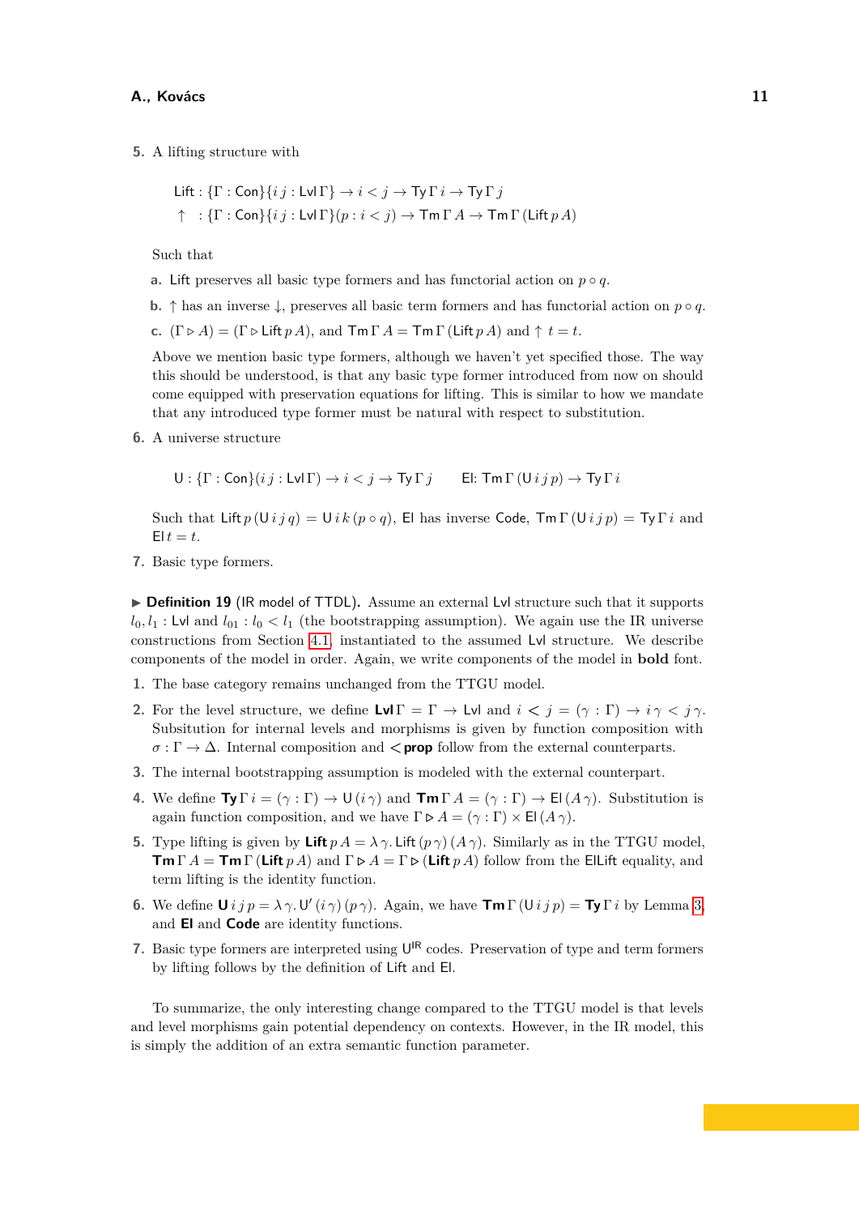5. A lifting structure with

$$\mathsf{Lift} : \{\Gamma : \mathsf{Con}\}\{i\,j : \mathsf{Lvl}\,\Gamma\} \to i < j \to \mathsf{Ty}\,\Gamma\,i \to \mathsf{Ty}\,\Gamma\,j$$
$$\uparrow\ \ : \{\Gamma : \mathsf{Con}\}\{i\,j : \mathsf{Lvl}\,\Gamma\}(p : i < j) \to \mathsf{Tm}\,\Gamma\,A \to \mathsf{Tm}\,\Gamma\,(\mathsf{Lift}\,p\,A)$$

   Such that

   a. $\mathsf{Lift}$ preserves all basic type formers and has functorial action on $p \circ q$.

   b. $\uparrow$ has an inverse $\downarrow$, preserves all basic term formers and has functorial action on $p \circ q$.

   c. $(\Gamma \triangleright A) = (\Gamma \triangleright \mathsf{Lift}\,p\,A)$, and $\mathsf{Tm}\,\Gamma\,A = \mathsf{Tm}\,\Gamma\,(\mathsf{Lift}\,p\,A)$ and $\uparrow\,t = t$.

   Above we mention basic type formers, although we haven't yet specified those. The way this should be understood, is that any basic type former introduced from now on should come equipped with preservation equations for lifting. This is similar to how we mandate that any introduced type former must be natural with respect to substitution.

6. A universe structure

$$\mathsf{U} : \{\Gamma : \mathsf{Con}\}(i\,j : \mathsf{Lvl}\,\Gamma) \to i < j \to \mathsf{Ty}\,\Gamma\,j \qquad \mathsf{El}\!: \mathsf{Tm}\,\Gamma\,(\mathsf{U}\,i\,j\,p) \to \mathsf{Ty}\,\Gamma\,i$$

   Such that $\mathsf{Lift}\,p\,(\mathsf{U}\,i\,j\,q) = \mathsf{U}\,i\,k\,(p \circ q)$, $\mathsf{El}$ has inverse $\mathsf{Code}$, $\mathsf{Tm}\,\Gamma\,(\mathsf{U}\,i\,j\,p) = \mathsf{Ty}\,\Gamma\,i$ and $\mathsf{El}\,t = t$.

7. Basic type formers.

▶ **Definition 19** (IR model of TTDL)**.** Assume an external $\mathsf{Lvl}$ structure such that it supports $l_0, l_1 : \mathsf{Lvl}$ and $l_{01} : l_0 < l_1$ (the bootstrapping assumption). We again use the IR universe constructions from Section 4.1, instantiated to the assumed $\mathsf{Lvl}$ structure. We describe components of the model in order. Again, we write components of the model in **bold** font.

1. The base category remains unchanged from the TTGU model.
2. For the level structure, we define $\mathbf{Lvl}\,\Gamma = \Gamma \to \mathsf{Lvl}$ and $i \mathbin{\mathbf{<}} j = (\gamma : \Gamma) \to i\,\gamma < j\,\gamma$. Subsitution for internal levels and morphisms is given by function composition with $\sigma : \Gamma \to \Delta$. Internal composition and $\mathbf{<prop}$ follow from the external counterparts.
3. The internal bootstrapping assumption is modeled with the external counterpart.
4. We define $\mathbf{Ty}\,\Gamma\,i = (\gamma : \Gamma) \to \mathsf{U}\,(i\,\gamma)$ and $\mathbf{Tm}\,\Gamma\,A = (\gamma : \Gamma) \to \mathsf{El}\,(A\,\gamma)$. Substitution is again function composition, and we have $\Gamma \triangleright A = (\gamma : \Gamma) \times \mathsf{El}\,(A\,\gamma)$.
5. Type lifting is given by $\mathbf{Lift}\,p\,A = \lambda\,\gamma.\,\mathsf{Lift}\,(p\,\gamma)\,(A\,\gamma)$. Similarly as in the TTGU model, $\mathbf{Tm}\,\Gamma\,A = \mathbf{Tm}\,\Gamma\,(\mathbf{Lift}\,p\,A)$ and $\Gamma \triangleright A = \Gamma \triangleright (\mathbf{Lift}\,p\,A)$ follow from the $\mathsf{ElLift}$ equality, and term lifting is the identity function.
6. We define $\mathbf{U}\,i\,j\,p = \lambda\,\gamma.\,\mathsf{U}'\,(i\,\gamma)\,(p\,\gamma)$. Again, we have $\mathbf{Tm}\,\Gamma\,(\mathsf{U}\,i\,j\,p) = \mathbf{Ty}\,\Gamma\,i$ by Lemma 3, and $\mathbf{El}$ and $\mathbf{Code}$ are identity functions.
7. Basic type formers are interpreted using $\mathsf{U}^{\mathsf{IR}}$ codes. Preservation of type and term formers by lifting follows by the definition of $\mathsf{Lift}$ and $\mathsf{El}$.

To summarize, the only interesting change compared to the TTGU model is that levels and level morphisms gain potential dependency on contexts. However, in the IR model, this is simply the addition of an extra semantic function parameter.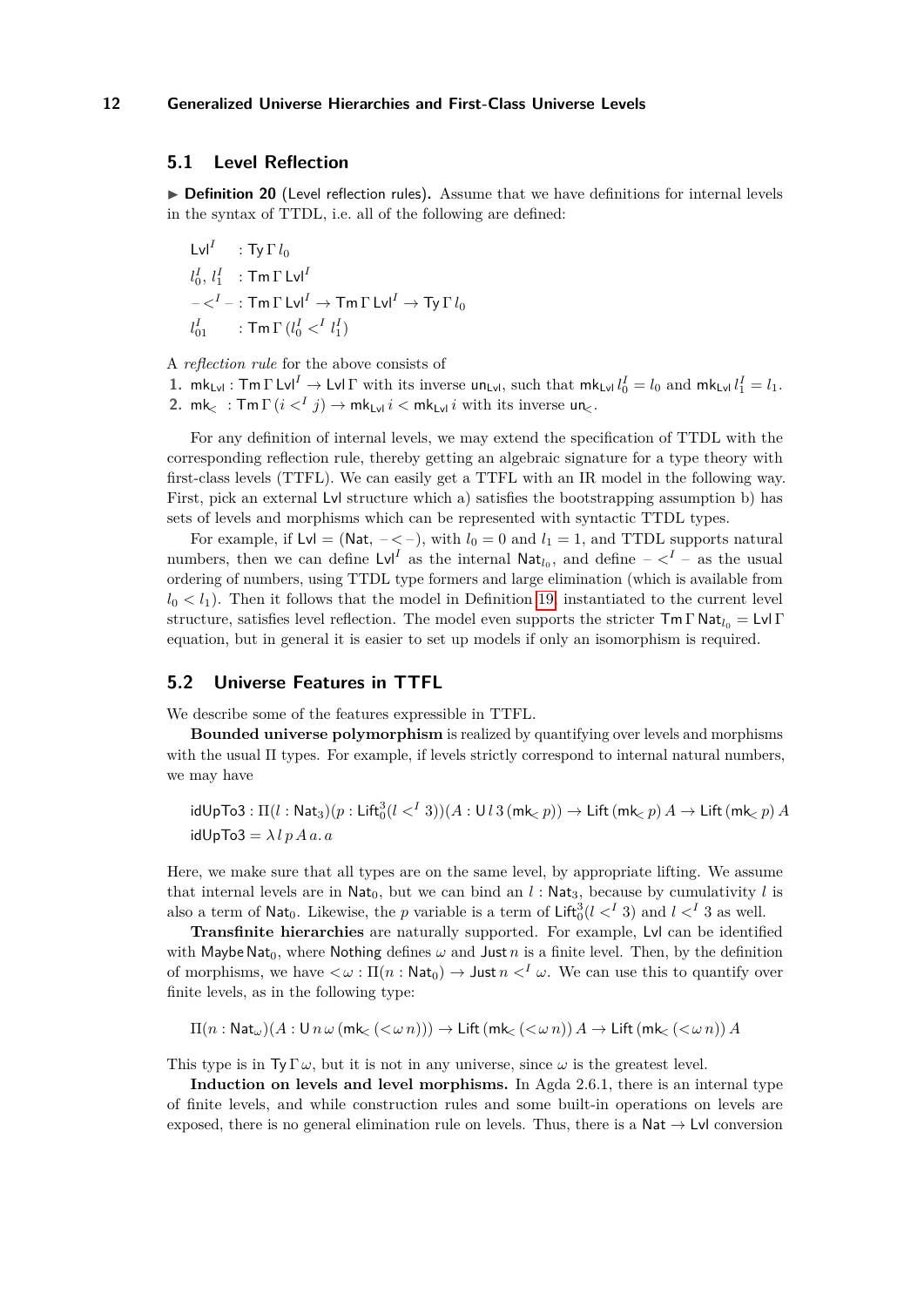## 5.1 Level Reflection

▶ **Definition 20** (Level reflection rules)**.** Assume that we have definitions for internal levels in the syntax of TTDL, i.e. all of the following are defined:

$$\begin{aligned}
&\mathsf{Lvl}^I &&: \mathsf{Ty}\,\Gamma\,l_0\\
&l_0^I,\, l_1^I &&: \mathsf{Tm}\,\Gamma\,\mathsf{Lvl}^I\\
&- <^I - &&: \mathsf{Tm}\,\Gamma\,\mathsf{Lvl}^I \to \mathsf{Tm}\,\Gamma\,\mathsf{Lvl}^I \to \mathsf{Ty}\,\Gamma\,l_0\\
&l_{01}^I &&: \mathsf{Tm}\,\Gamma\,(l_0^I <^I l_1^I)
\end{aligned}$$

A *reflection rule* for the above consists of

1. $\mathsf{mk}_{\mathsf{Lvl}} : \mathsf{Tm}\,\Gamma\,\mathsf{Lvl}^I \to \mathsf{Lvl}\,\Gamma$ with its inverse $\mathsf{un}_{\mathsf{Lvl}}$, such that $\mathsf{mk}_{\mathsf{Lvl}}\,l_0^I = l_0$ and $\mathsf{mk}_{\mathsf{Lvl}}\,l_1^I = l_1$.
2. $\mathsf{mk}_{<} : \mathsf{Tm}\,\Gamma\,(i <^I j) \to \mathsf{mk}_{\mathsf{Lvl}}\,i < \mathsf{mk}_{\mathsf{Lvl}}\,i$ with its inverse $\mathsf{un}_{<}$.

For any definition of internal levels, we may extend the specification of TTDL with the corresponding reflection rule, thereby getting an algebraic signature for a type theory with first-class levels (TTFL). We can easily get a TTFL with an IR model in the following way. First, pick an external $\mathsf{Lvl}$ structure which a) satisfies the bootstrapping assumption b) has sets of levels and morphisms which can be represented with syntactic TTDL types.

For example, if $\mathsf{Lvl} = (\mathsf{Nat}, - < -)$, with $l_0 = 0$ and $l_1 = 1$, and TTDL supports natural numbers, then we can define $\mathsf{Lvl}^I$ as the internal $\mathsf{Nat}_{l_0}$, and define $- <^I -$ as the usual ordering of numbers, using TTDL type formers and large elimination (which is available from $l_0 < l_1$). Then it follows that the model in Definition 19, instantiated to the current level structure, satisfies level reflection. The model even supports the stricter $\mathsf{Tm}\,\Gamma\,\mathsf{Nat}_{l_0} = \mathsf{Lvl}\,\Gamma$ equation, but in general it is easier to set up models if only an isomorphism is required.

## 5.2 Universe Features in TTFL

We describe some of the features expressible in TTFL.

**Bounded universe polymorphism** is realized by quantifying over levels and morphisms with the usual Π types. For example, if levels strictly correspond to internal natural numbers, we may have

$$\begin{aligned}
&\mathsf{idUpTo3} : \Pi(l : \mathsf{Nat}_3)(p : \mathsf{Lift}_0^3(l <^I 3))(A : \mathsf{U}\,l\,3\,(\mathsf{mk}_< \,p)) \to \mathsf{Lift}\,(\mathsf{mk}_< \,p)\,A \to \mathsf{Lift}\,(\mathsf{mk}_< \,p)\,A\\
&\mathsf{idUpTo3} = \lambda\, l\, p\, A\, a.\, a
\end{aligned}$$

Here, we make sure that all types are on the same level, by appropriate lifting. We assume that internal levels are in $\mathsf{Nat}_0$, but we can bind an $l : \mathsf{Nat}_3$, because by cumulativity $l$ is also a term of $\mathsf{Nat}_0$. Likewise, the $p$ variable is a term of $\mathsf{Lift}_0^3(l <^I 3)$ and $l <^I 3$ as well.

**Transfinite hierarchies** are naturally supported. For example, $\mathsf{Lvl}$ can be identified with $\mathsf{Maybe}\,\mathsf{Nat}_0$, where $\mathsf{Nothing}$ defines $\omega$ and $\mathsf{Just}\,n$ is a finite level. Then, by the definition of morphisms, we have $<\omega : \Pi(n : \mathsf{Nat}_0) \to \mathsf{Just}\,n <^I \omega$. We can use this to quantify over finite levels, as in the following type:

$$\Pi(n : \mathsf{Nat}_\omega)(A : \mathsf{U}\,n\,\omega\,(\mathsf{mk}_<\,(<\omega\, n))) \to \mathsf{Lift}\,(\mathsf{mk}_<\,(<\omega\, n))\,A \to \mathsf{Lift}\,(\mathsf{mk}_<\,(<\omega\, n))\,A$$

This type is in $\mathsf{Ty}\,\Gamma\,\omega$, but it is not in any universe, since $\omega$ is the greatest level.

**Induction on levels and level morphisms.** In Agda 2.6.1, there is an internal type of finite levels, and while construction rules and some built-in operations on levels are exposed, there is no general elimination rule on levels. Thus, there is a $\mathsf{Nat} \to \mathsf{Lvl}$ conversion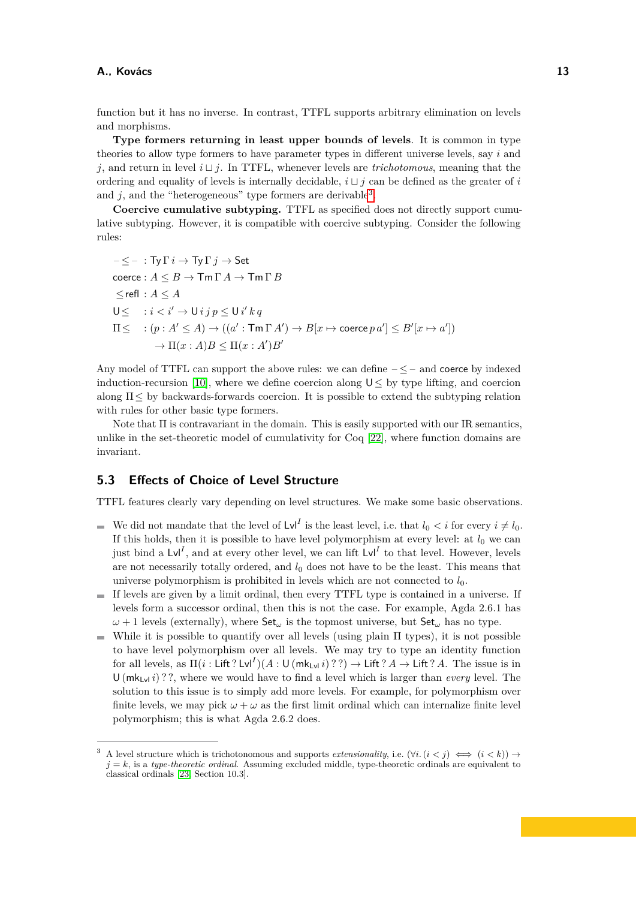function but it has no inverse. In contrast, TTFL supports arbitrary elimination on levels and morphisms.

**Type formers returning in least upper bounds of levels**. It is common in type theories to allow type formers to have parameter types in different universe levels, say $i$ and $j$, and return in level $i \sqcup j$. In TTFL, whenever levels are *trichotomous*, meaning that the ordering and equality of levels is internally decidable, $i \sqcup j$ can be defined as the greater of $i$ and $j$, and the "heterogeneous" type formers are derivable[3].

**Coercive cumulative subtyping.** TTFL as specified does not directly support cumulative subtyping. However, it is compatible with coercive subtyping. Consider the following rules:

$$
\begin{aligned}
&- \leq - \;\; : \mathsf{Ty}\,\Gamma\,i \to \mathsf{Ty}\,\Gamma\,j \to \mathsf{Set} \\
&\mathsf{coerce} : A \leq B \to \mathsf{Tm}\,\Gamma\,A \to \mathsf{Tm}\,\Gamma\,B \\
&\leq\!\mathsf{refl} \;\; : A \leq A \\
&\mathsf{U}\!\leq \quad : i < i' \to \mathsf{U}\,i\,j\,p \leq \mathsf{U}\,i'\,k\,q \\
&\Pi\!\leq \quad : (p : A' \leq A) \to ((a' : \mathsf{Tm}\,\Gamma\,A') \to B[x \mapsto \mathsf{coerce}\,p\,a'] \leq B'[x \mapsto a']) \\
&\qquad\quad \to \Pi(x : A)B \leq \Pi(x : A')B'
\end{aligned}
$$

Any model of TTFL can support the above rules: we can define $- \leq -$ and $\mathsf{coerce}$ by indexed induction-recursion [10], where we define coercion along $\mathsf{U}\!\leq$ by type lifting, and coercion along $\Pi\!\leq$ by backwards-forwards coercion. It is possible to extend the subtyping relation with rules for other basic type formers.

Note that $\Pi$ is contravariant in the domain. This is easily supported with our IR semantics, unlike in the set-theoretic model of cumulativity for Coq [22], where function domains are invariant.

## 5.3 Effects of Choice of Level Structure

TTFL features clearly vary depending on level structures. We make some basic observations.

- We did not mandate that the level of $\mathsf{Lvl}^I$ is the least level, i.e. that $l_0 < i$ for every $i \neq l_0$. If this holds, then it is possible to have level polymorphism at every level: at $l_0$ we can just bind a $\mathsf{Lvl}^I$, and at every other level, we can lift $\mathsf{Lvl}^I$ to that level. However, levels are not necessarily totally ordered, and $l_0$ does not have to be the least. This means that universe polymorphism is prohibited in levels which are not connected to $l_0$.
- If levels are given by a limit ordinal, then every TTFL type is contained in a universe. If levels form a successor ordinal, then this is not the case. For example, Agda 2.6.1 has $\omega + 1$ levels (externally), where $\mathsf{Set}_\omega$ is the topmost universe, but $\mathsf{Set}_\omega$ has no type.
- While it is possible to quantify over all levels (using plain $\Pi$ types), it is not possible to have level polymorphism over all levels. We may try to type an identity function for all levels, as $\Pi(i : \mathsf{Lift}\,?\,\mathsf{Lvl}^I)(A : \mathsf{U}\,(\mathsf{mk}_{\mathsf{Lvl}}\,i)\,?\,?) \to \mathsf{Lift}\,?\,A \to \mathsf{Lift}\,?\,A$. The issue is in $\mathsf{U}\,(\mathsf{mk}_{\mathsf{Lvl}}\,i)\,?\,?$, where we would have to find a level which is larger than *every* level. The solution to this issue is to simply add more levels. For example, for polymorphism over finite levels, we may pick $\omega + \omega$ as the first limit ordinal which can internalize finite level polymorphism; this is what Agda 2.6.2 does.

---

[3] A level structure which is trichotonomous and supports *extensionality*, i.e. $(\forall i.\,(i < j) \iff (i < k)) \to j = k$, is a *type-theoretic ordinal*. Assuming excluded middle, type-theoretic ordinals are equivalent to classical ordinals [23, Section 10.3].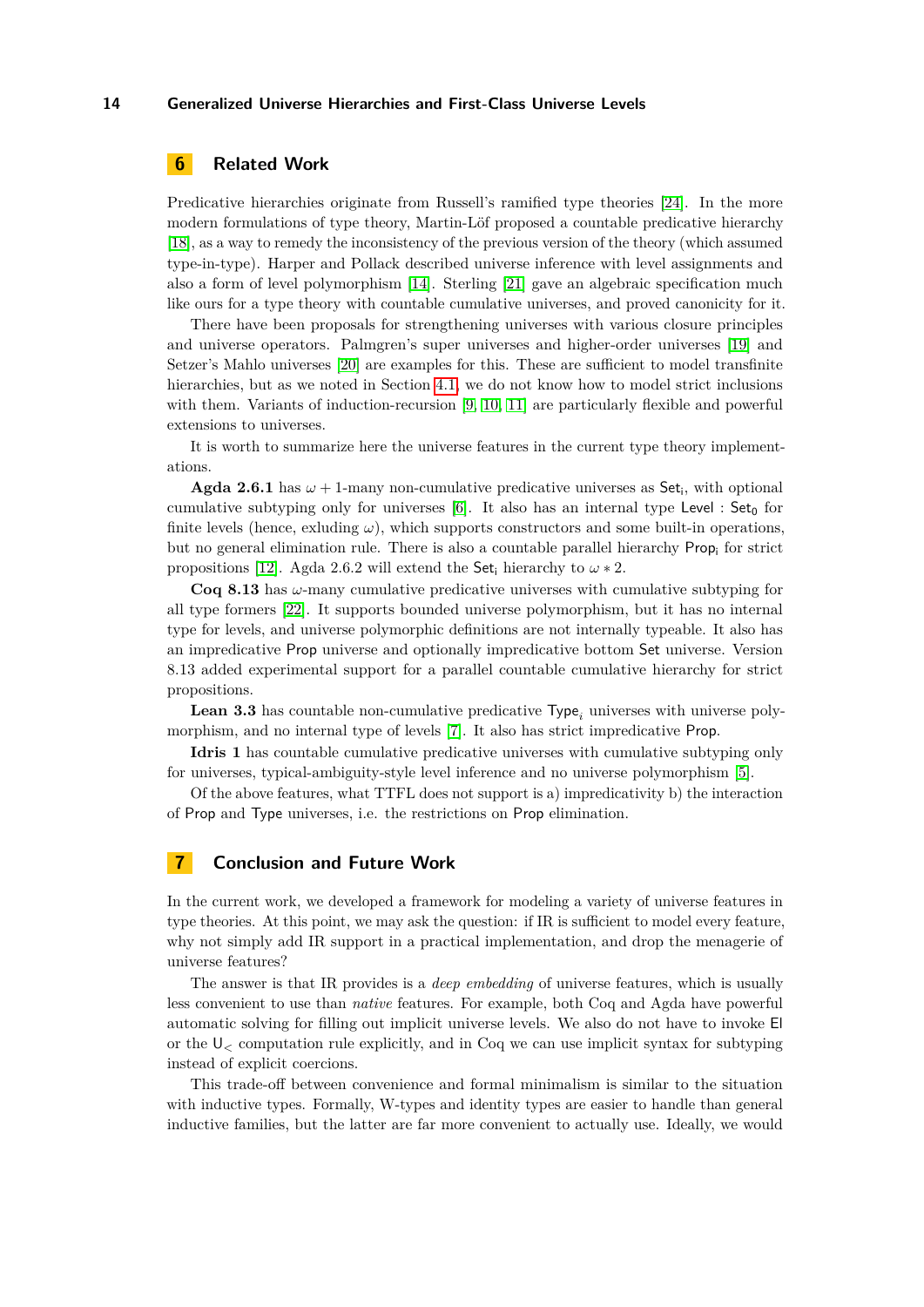## 6 Related Work

Predicative hierarchies originate from Russell's ramified type theories [24]. In the more modern formulations of type theory, Martin-Löf proposed a countable predicative hierarchy [18], as a way to remedy the inconsistency of the previous version of the theory (which assumed type-in-type). Harper and Pollack described universe inference with level assignments and also a form of level polymorphism [14]. Sterling [21] gave an algebraic specification much like ours for a type theory with countable cumulative universes, and proved canonicity for it.

There have been proposals for strengthening universes with various closure principles and universe operators. Palmgren's super universes and higher-order universes [19] and Setzer's Mahlo universes [20] are examples for this. These are sufficient to model transfinite hierarchies, but as we noted in Section 4.1, we do not know how to model strict inclusions with them. Variants of induction-recursion [9, 10, 11] are particularly flexible and powerful extensions to universes.

It is worth to summarize here the universe features in the current type theory implementations.

**Agda 2.6.1** has $\omega + 1$-many non-cumulative predicative universes as $\mathsf{Set_i}$, with optional cumulative subtyping only for universes [6]. It also has an internal type $\mathsf{Level} : \mathsf{Set_0}$ for finite levels (hence, exluding $\omega$), which supports constructors and some built-in operations, but no general elimination rule. There is also a countable parallel hierarchy $\mathsf{Prop_i}$ for strict propositions [12]. Agda 2.6.2 will extend the $\mathsf{Set_i}$ hierarchy to $\omega * 2$.

**Coq 8.13** has $\omega$-many cumulative predicative universes with cumulative subtyping for all type formers [22]. It supports bounded universe polymorphism, but it has no internal type for levels, and universe polymorphic definitions are not internally typeable. It also has an impredicative $\mathsf{Prop}$ universe and optionally impredicative bottom $\mathsf{Set}$ universe. Version 8.13 added experimental support for a parallel countable cumulative hierarchy for strict propositions.

**Lean 3.3** has countable non-cumulative predicative $\mathsf{Type}_i$ universes with universe polymorphism, and no internal type of levels [7]. It also has strict impredicative $\mathsf{Prop}$.

**Idris 1** has countable cumulative predicative universes with cumulative subtyping only for universes, typical-ambiguity-style level inference and no universe polymorphism [5].

Of the above features, what TTFL does not support is a) impredicativity b) the interaction of $\mathsf{Prop}$ and $\mathsf{Type}$ universes, i.e. the restrictions on $\mathsf{Prop}$ elimination.

## 7 Conclusion and Future Work

In the current work, we developed a framework for modeling a variety of universe features in type theories. At this point, we may ask the question: if IR is sufficient to model every feature, why not simply add IR support in a practical implementation, and drop the menagerie of universe features?

The answer is that IR provides is a *deep embedding* of universe features, which is usually less convenient to use than *native* features. For example, both Coq and Agda have powerful automatic solving for filling out implicit universe levels. We also do not have to invoke $\mathsf{El}$ or the $\mathsf{U}_<$ computation rule explicitly, and in Coq we can use implicit syntax for subtyping instead of explicit coercions.

This trade-off between convenience and formal minimalism is similar to the situation with inductive types. Formally, W-types and identity types are easier to handle than general inductive families, but the latter are far more convenient to actually use. Ideally, we would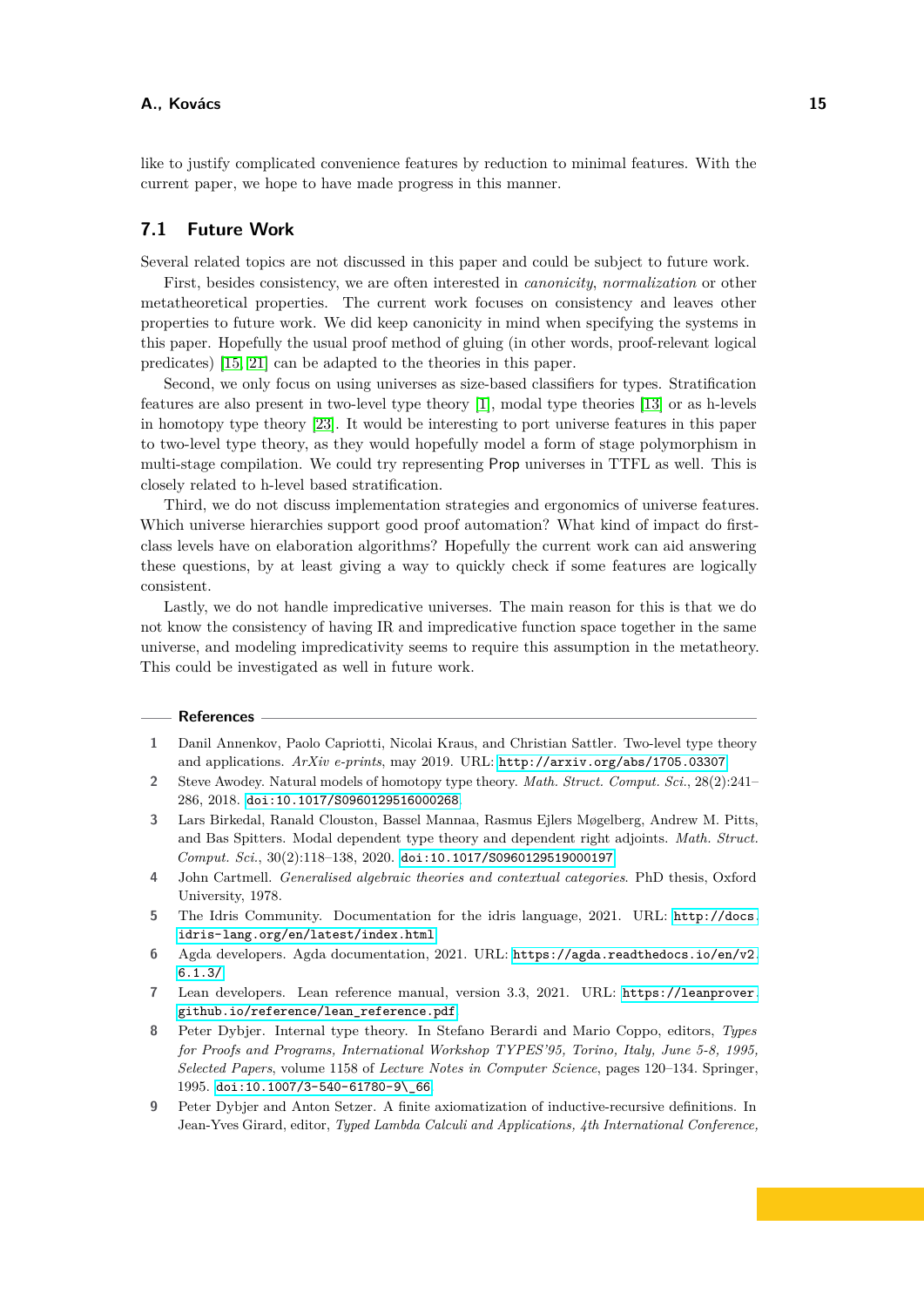like to justify complicated convenience features by reduction to minimal features. With the current paper, we hope to have made progress in this manner.

## 7.1 Future Work

Several related topics are not discussed in this paper and could be subject to future work.

First, besides consistency, we are often interested in *canonicity*, *normalization* or other metatheoretical properties. The current work focuses on consistency and leaves other properties to future work. We did keep canonicity in mind when specifying the systems in this paper. Hopefully the usual proof method of gluing (in other words, proof-relevant logical predicates) [15, 21] can be adapted to the theories in this paper.

Second, we only focus on using universes as size-based classifiers for types. Stratification features are also present in two-level type theory [1], modal type theories [13] or as h-levels in homotopy type theory [23]. It would be interesting to port universe features in this paper to two-level type theory, as they would hopefully model a form of stage polymorphism in multi-stage compilation. We could try representing Prop universes in TTFL as well. This is closely related to h-level based stratification.

Third, we do not discuss implementation strategies and ergonomics of universe features. Which universe hierarchies support good proof automation? What kind of impact do first-class levels have on elaboration algorithms? Hopefully the current work can aid answering these questions, by at least giving a way to quickly check if some features are logically consistent.

Lastly, we do not handle impredicative universes. The main reason for this is that we do not know the consistency of having IR and impredicative function space together in the same universe, and modeling impredicativity seems to require this assumption in the metatheory. This could be investigated as well in future work.

## References

1. Danil Annenkov, Paolo Capriotti, Nicolai Kraus, and Christian Sattler. Two-level type theory and applications. *ArXiv e-prints*, may 2019. URL: http://arxiv.org/abs/1705.03307.
2. Steve Awodey. Natural models of homotopy type theory. *Math. Struct. Comput. Sci.*, 28(2):241–286, 2018. doi:10.1017/S0960129516000268.
3. Lars Birkedal, Ranald Clouston, Bassel Mannaa, Rasmus Ejlers Møgelberg, Andrew M. Pitts, and Bas Spitters. Modal dependent type theory and dependent right adjoints. *Math. Struct. Comput. Sci.*, 30(2):118–138, 2020. doi:10.1017/S0960129519000197.
4. John Cartmell. *Generalised algebraic theories and contextual categories*. PhD thesis, Oxford University, 1978.
5. The Idris Community. Documentation for the idris language, 2021. URL: http://docs.idris-lang.org/en/latest/index.html.
6. Agda developers. Agda documentation, 2021. URL: https://agda.readthedocs.io/en/v2.6.1.3/.
7. Lean developers. Lean reference manual, version 3.3, 2021. URL: https://leanprover.github.io/reference/lean_reference.pdf.
8. Peter Dybjer. Internal type theory. In Stefano Berardi and Mario Coppo, editors, *Types for Proofs and Programs, International Workshop TYPES'95, Torino, Italy, June 5-8, 1995, Selected Papers*, volume 1158 of *Lecture Notes in Computer Science*, pages 120–134. Springer, 1995. doi:10.1007/3-540-61780-9\_66.
9. Peter Dybjer and Anton Setzer. A finite axiomatization of inductive-recursive definitions. In Jean-Yves Girard, editor, *Typed Lambda Calculi and Applications, 4th International Conference,*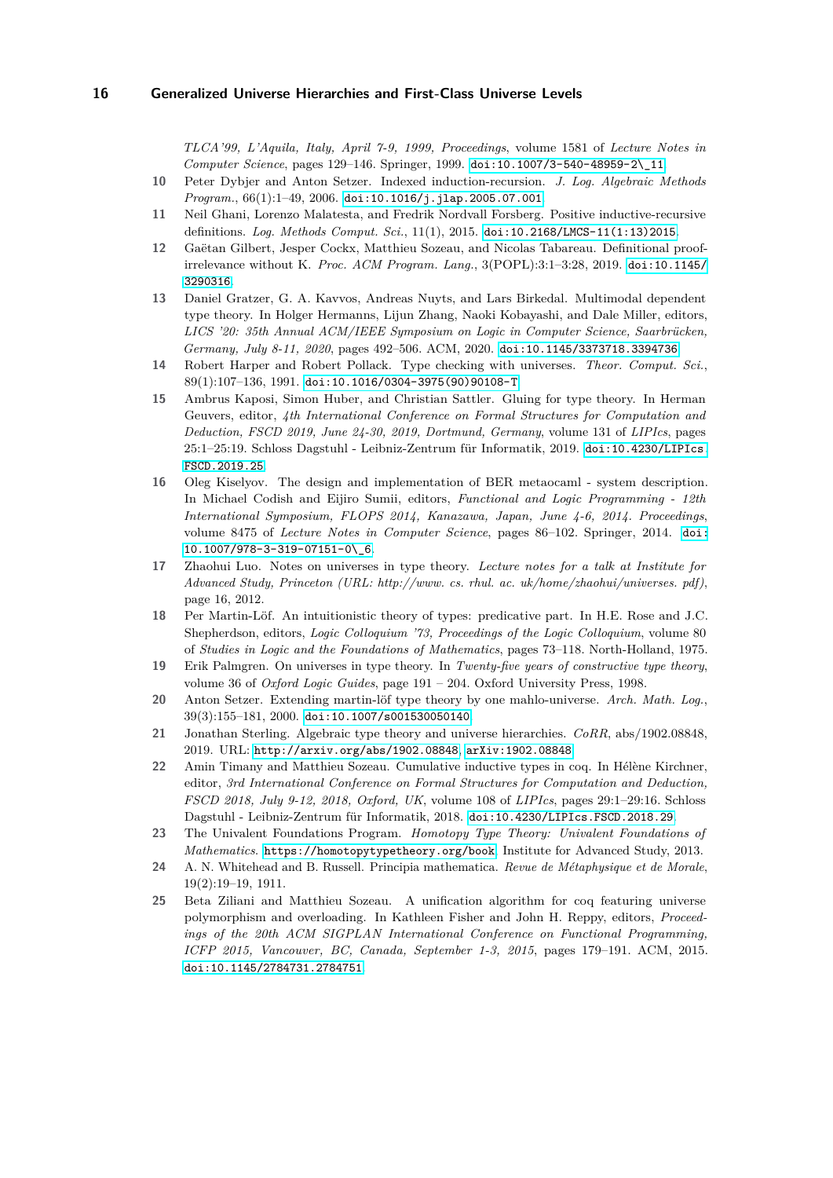*TLCA'99, L'Aquila, Italy, April 7-9, 1999, Proceedings*, volume 1581 of *Lecture Notes in Computer Science*, pages 129–146. Springer, 1999. doi:10.1007/3-540-48959-2\_11.

10 Peter Dybjer and Anton Setzer. Indexed induction-recursion. *J. Log. Algebraic Methods Program.*, 66(1):1–49, 2006. doi:10.1016/j.jlap.2005.07.001.

11 Neil Ghani, Lorenzo Malatesta, and Fredrik Nordvall Forsberg. Positive inductive-recursive definitions. *Log. Methods Comput. Sci.*, 11(1), 2015. doi:10.2168/LMCS-11(1:13)2015.

12 Gaëtan Gilbert, Jesper Cockx, Matthieu Sozeau, and Nicolas Tabareau. Definitional proof-irrelevance without K. *Proc. ACM Program. Lang.*, 3(POPL):3:1–3:28, 2019. doi:10.1145/3290316.

13 Daniel Gratzer, G. A. Kavvos, Andreas Nuyts, and Lars Birkedal. Multimodal dependent type theory. In Holger Hermanns, Lijun Zhang, Naoki Kobayashi, and Dale Miller, editors, *LICS '20: 35th Annual ACM/IEEE Symposium on Logic in Computer Science, Saarbrücken, Germany, July 8-11, 2020*, pages 492–506. ACM, 2020. doi:10.1145/3373718.3394736.

14 Robert Harper and Robert Pollack. Type checking with universes. *Theor. Comput. Sci.*, 89(1):107–136, 1991. doi:10.1016/0304-3975(90)90108-T.

15 Ambrus Kaposi, Simon Huber, and Christian Sattler. Gluing for type theory. In Herman Geuvers, editor, *4th International Conference on Formal Structures for Computation and Deduction, FSCD 2019, June 24-30, 2019, Dortmund, Germany*, volume 131 of *LIPIcs*, pages 25:1–25:19. Schloss Dagstuhl - Leibniz-Zentrum für Informatik, 2019. doi:10.4230/LIPIcs.FSCD.2019.25.

16 Oleg Kiselyov. The design and implementation of BER metaocaml - system description. In Michael Codish and Eijiro Sumii, editors, *Functional and Logic Programming - 12th International Symposium, FLOPS 2014, Kanazawa, Japan, June 4-6, 2014. Proceedings*, volume 8475 of *Lecture Notes in Computer Science*, pages 86–102. Springer, 2014. doi:10.1007/978-3-319-07151-0\_6.

17 Zhaohui Luo. Notes on universes in type theory. *Lecture notes for a talk at Institute for Advanced Study, Princeton (URL: http://www. cs. rhul. ac. uk/home/zhaohui/universes. pdf)*, page 16, 2012.

18 Per Martin-Löf. An intuitionistic theory of types: predicative part. In H.E. Rose and J.C. Shepherdson, editors, *Logic Colloquium '73, Proceedings of the Logic Colloquium*, volume 80 of *Studies in Logic and the Foundations of Mathematics*, pages 73–118. North-Holland, 1975.

19 Erik Palmgren. On universes in type theory. In *Twenty-five years of constructive type theory*, volume 36 of *Oxford Logic Guides*, page 191 – 204. Oxford University Press, 1998.

20 Anton Setzer. Extending martin-löf type theory by one mahlo-universe. *Arch. Math. Log.*, 39(3):155–181, 2000. doi:10.1007/s001530050140.

21 Jonathan Sterling. Algebraic type theory and universe hierarchies. *CoRR*, abs/1902.08848, 2019. URL: http://arxiv.org/abs/1902.08848, arXiv:1902.08848.

22 Amin Timany and Matthieu Sozeau. Cumulative inductive types in coq. In Hélène Kirchner, editor, *3rd International Conference on Formal Structures for Computation and Deduction, FSCD 2018, July 9-12, 2018, Oxford, UK*, volume 108 of *LIPIcs*, pages 29:1–29:16. Schloss Dagstuhl - Leibniz-Zentrum für Informatik, 2018. doi:10.4230/LIPIcs.FSCD.2018.29.

23 The Univalent Foundations Program. *Homotopy Type Theory: Univalent Foundations of Mathematics*. https://homotopytypetheory.org/book, Institute for Advanced Study, 2013.

24 A. N. Whitehead and B. Russell. Principia mathematica. *Revue de Métaphysique et de Morale*, 19(2):19–19, 1911.

25 Beta Ziliani and Matthieu Sozeau. A unification algorithm for coq featuring universe polymorphism and overloading. In Kathleen Fisher and John H. Reppy, editors, *Proceedings of the 20th ACM SIGPLAN International Conference on Functional Programming, ICFP 2015, Vancouver, BC, Canada, September 1-3, 2015*, pages 179–191. ACM, 2015. doi:10.1145/2784731.2784751.